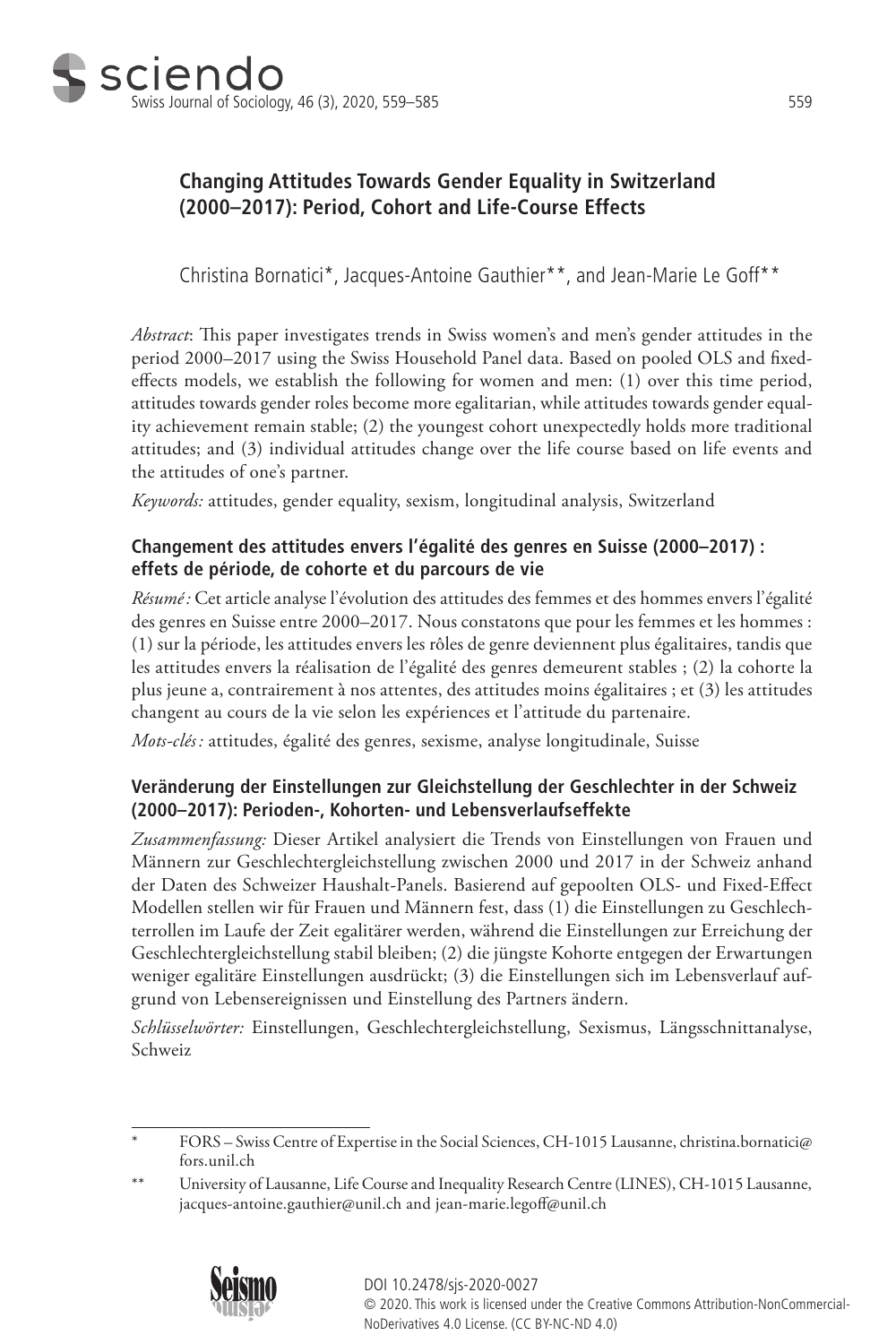# Changing Attitudes Towards Gender Equality in Switzerland (2000–2017): Period, Cohort and Life-Course Effects

Christina Bornatici*, Jacques-Antoine Gauthier**, and Jean-Marie Le Goff**

*Abstract*: This paper investigates trends in Swiss women's and men's gender attitudes in the period 2000–2017 using the Swiss Household Panel data. Based on pooled OLS and fixed-effects models, we establish the following for women and men: (1) over this time period, attitudes towards gender roles become more egalitarian, while attitudes towards gender equality achievement remain stable; (2) the youngest cohort unexpectedly holds more traditional attitudes; and (3) individual attitudes change over the life course based on life events and the attitudes of one's partner.

*Keywords:* attitudes, gender equality, sexism, longitudinal analysis, Switzerland

## Changement des attitudes envers l'égalité des genres en Suisse (2000–2017) : effets de période, de cohorte et du parcours de vie

*Résumé :* Cet article analyse l'évolution des attitudes des femmes et des hommes envers l'égalité des genres en Suisse entre 2000–2017. Nous constatons que pour les femmes et les hommes : (1) sur la période, les attitudes envers les rôles de genre deviennent plus égalitaires, tandis que les attitudes envers la réalisation de l'égalité des genres demeurent stables ; (2) la cohorte la plus jeune a, contrairement à nos attentes, des attitudes moins égalitaires ; et (3) les attitudes changent au cours de la vie selon les expériences et l'attitude du partenaire.

*Mots-clés :* attitudes, égalité des genres, sexisme, analyse longitudinale, Suisse

## Veränderung der Einstellungen zur Gleichstellung der Geschlechter in der Schweiz (2000–2017): Perioden-, Kohorten- und Lebensverlaufseffekte

*Zusammenfassung:* Dieser Artikel analysiert die Trends von Einstellungen von Frauen und Männern zur Geschlechtergleichstellung zwischen 2000 und 2017 in der Schweiz anhand der Daten des Schweizer Haushalt-Panels. Basierend auf gepoolten OLS- und Fixed-Effect Modellen stellen wir für Frauen und Männern fest, dass (1) die Einstellungen zu Geschlechterrollen im Laufe der Zeit egalitärer werden, während die Einstellungen zur Erreichung der Geschlechtergleichstellung stabil bleiben; (2) die jüngste Kohorte entgegen der Erwartungen weniger egalitäre Einstellungen ausdrückt; (3) die Einstellungen sich im Lebensverlauf aufgrund von Lebensereignissen und Einstellung des Partners ändern.

*Schlüsselwörter:* Einstellungen, Geschlechtergleichstellung, Sexismus, Längsschnittanalyse, Schweiz

---

\* FORS – Swiss Centre of Expertise in the Social Sciences, CH-1015 Lausanne, christina.bornatici@fors.unil.ch

\*\* University of Lausanne, Life Course and Inequality Research Centre (LINES), CH-1015 Lausanne, jacques-antoine.gauthier@unil.ch and jean-marie.legoff@unil.ch

DOI 10.2478/sjs-2020-0027

© 2020. This work is licensed under the Creative Commons Attribution-NonCommercial-NoDerivatives 4.0 License. (CC BY-NC-ND 4.0)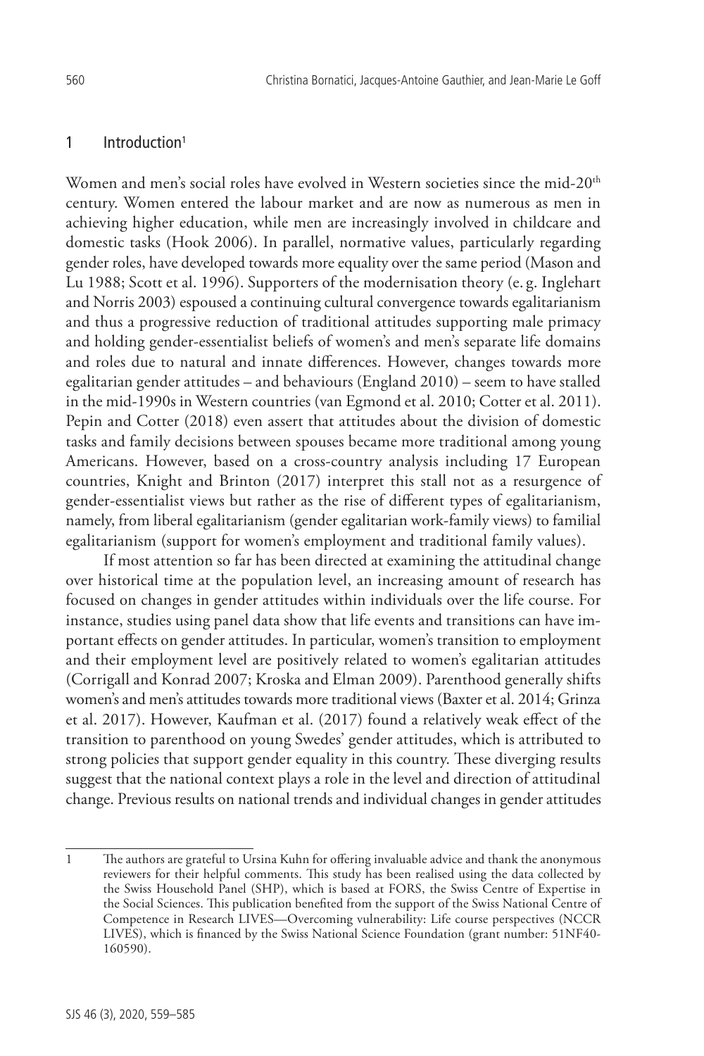## 1 Introduction[1]

Women and men's social roles have evolved in Western societies since the mid-20th century. Women entered the labour market and are now as numerous as men in achieving higher education, while men are increasingly involved in childcare and domestic tasks (Hook 2006). In parallel, normative values, particularly regarding gender roles, have developed towards more equality over the same period (Mason and Lu 1988; Scott et al. 1996). Supporters of the modernisation theory (e. g. Inglehart and Norris 2003) espoused a continuing cultural convergence towards egalitarianism and thus a progressive reduction of traditional attitudes supporting male primacy and holding gender-essentialist beliefs of women's and men's separate life domains and roles due to natural and innate differences. However, changes towards more egalitarian gender attitudes – and behaviours (England 2010) – seem to have stalled in the mid-1990s in Western countries (van Egmond et al. 2010; Cotter et al. 2011). Pepin and Cotter (2018) even assert that attitudes about the division of domestic tasks and family decisions between spouses became more traditional among young Americans. However, based on a cross-country analysis including 17 European countries, Knight and Brinton (2017) interpret this stall not as a resurgence of gender-essentialist views but rather as the rise of different types of egalitarianism, namely, from liberal egalitarianism (gender egalitarian work-family views) to familial egalitarianism (support for women's employment and traditional family values).

If most attention so far has been directed at examining the attitudinal change over historical time at the population level, an increasing amount of research has focused on changes in gender attitudes within individuals over the life course. For instance, studies using panel data show that life events and transitions can have important effects on gender attitudes. In particular, women's transition to employment and their employment level are positively related to women's egalitarian attitudes (Corrigall and Konrad 2007; Kroska and Elman 2009). Parenthood generally shifts women's and men's attitudes towards more traditional views (Baxter et al. 2014; Grinza et al. 2017). However, Kaufman et al. (2017) found a relatively weak effect of the transition to parenthood on young Swedes' gender attitudes, which is attributed to strong policies that support gender equality in this country. These diverging results suggest that the national context plays a role in the level and direction of attitudinal change. Previous results on national trends and individual changes in gender attitudes

---

[1] The authors are grateful to Ursina Kuhn for offering invaluable advice and thank the anonymous reviewers for their helpful comments. This study has been realised using the data collected by the Swiss Household Panel (SHP), which is based at FORS, the Swiss Centre of Expertise in the Social Sciences. This publication benefited from the support of the Swiss National Centre of Competence in Research LIVES—Overcoming vulnerability: Life course perspectives (NCCR LIVES), which is financed by the Swiss National Science Foundation (grant number: 51NF40-160590).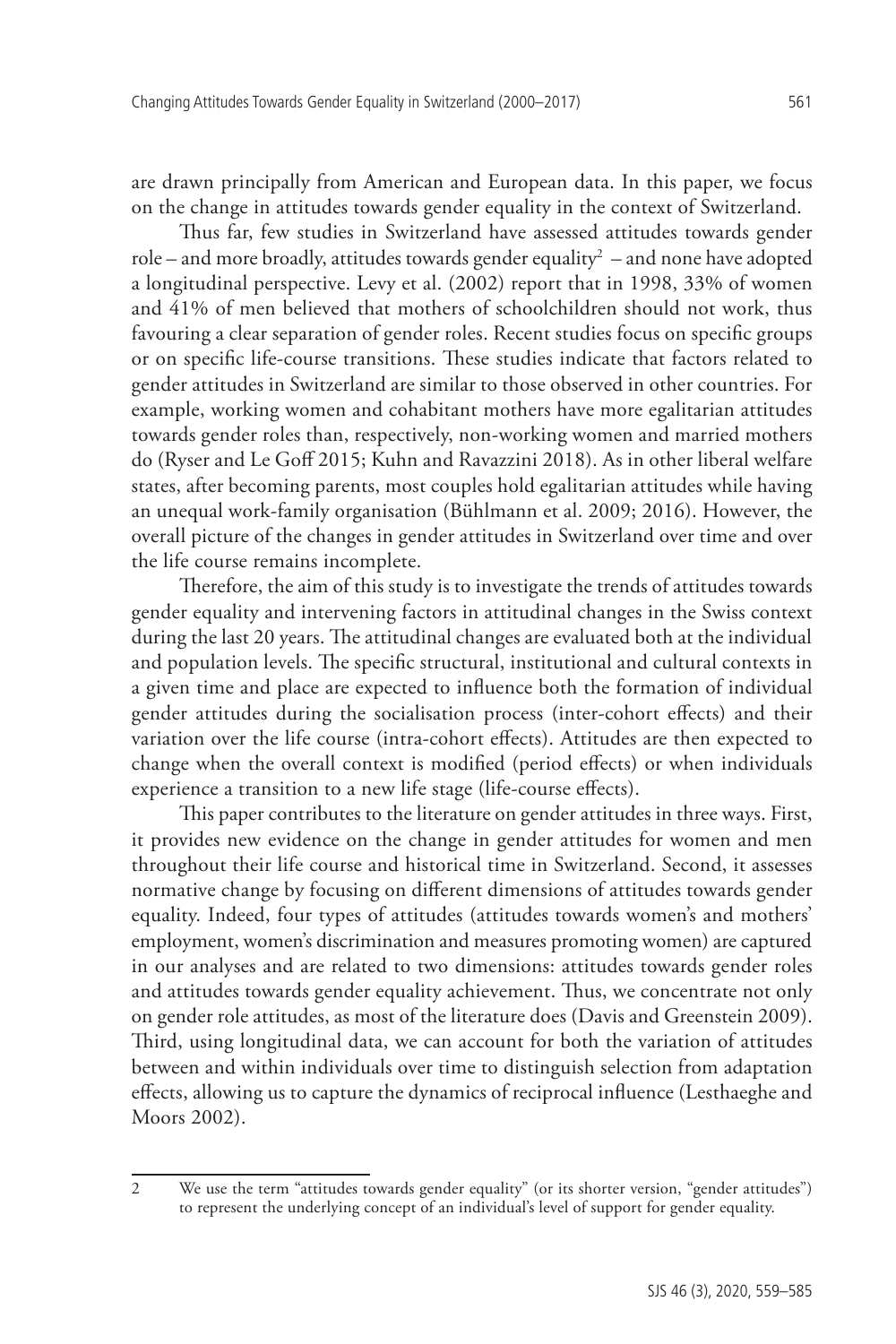are drawn principally from American and European data. In this paper, we focus on the change in attitudes towards gender equality in the context of Switzerland.

Thus far, few studies in Switzerland have assessed attitudes towards gender role – and more broadly, attitudes towards gender equality[2] – and none have adopted a longitudinal perspective. Levy et al. (2002) report that in 1998, 33% of women and 41% of men believed that mothers of schoolchildren should not work, thus favouring a clear separation of gender roles. Recent studies focus on specific groups or on specific life-course transitions. These studies indicate that factors related to gender attitudes in Switzerland are similar to those observed in other countries. For example, working women and cohabitant mothers have more egalitarian attitudes towards gender roles than, respectively, non-working women and married mothers do (Ryser and Le Goff 2015; Kuhn and Ravazzini 2018). As in other liberal welfare states, after becoming parents, most couples hold egalitarian attitudes while having an unequal work-family organisation (Bühlmann et al. 2009; 2016). However, the overall picture of the changes in gender attitudes in Switzerland over time and over the life course remains incomplete.

Therefore, the aim of this study is to investigate the trends of attitudes towards gender equality and intervening factors in attitudinal changes in the Swiss context during the last 20 years. The attitudinal changes are evaluated both at the individual and population levels. The specific structural, institutional and cultural contexts in a given time and place are expected to influence both the formation of individual gender attitudes during the socialisation process (inter-cohort effects) and their variation over the life course (intra-cohort effects). Attitudes are then expected to change when the overall context is modified (period effects) or when individuals experience a transition to a new life stage (life-course effects).

This paper contributes to the literature on gender attitudes in three ways. First, it provides new evidence on the change in gender attitudes for women and men throughout their life course and historical time in Switzerland. Second, it assesses normative change by focusing on different dimensions of attitudes towards gender equality. Indeed, four types of attitudes (attitudes towards women's and mothers' employment, women's discrimination and measures promoting women) are captured in our analyses and are related to two dimensions: attitudes towards gender roles and attitudes towards gender equality achievement. Thus, we concentrate not only on gender role attitudes, as most of the literature does (Davis and Greenstein 2009). Third, using longitudinal data, we can account for both the variation of attitudes between and within individuals over time to distinguish selection from adaptation effects, allowing us to capture the dynamics of reciprocal influence (Lesthaeghe and Moors 2002).

---

[2] We use the term "attitudes towards gender equality" (or its shorter version, "gender attitudes") to represent the underlying concept of an individual's level of support for gender equality.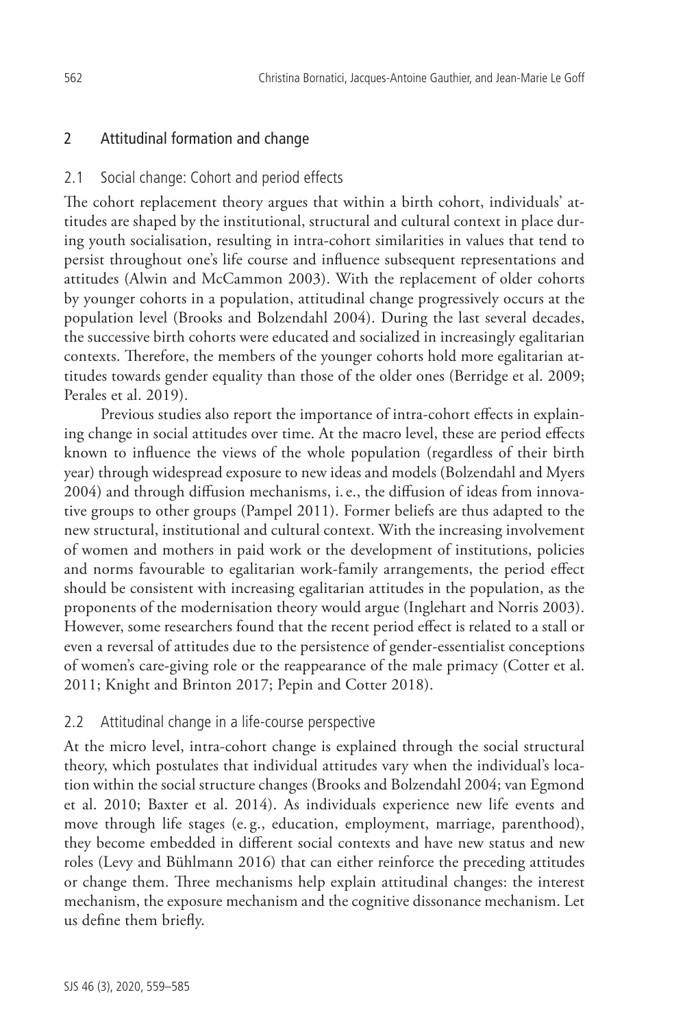## 2 Attitudinal formation and change

### 2.1 Social change: Cohort and period effects

The cohort replacement theory argues that within a birth cohort, individuals' attitudes are shaped by the institutional, structural and cultural context in place during youth socialisation, resulting in intra-cohort similarities in values that tend to persist throughout one's life course and influence subsequent representations and attitudes (Alwin and McCammon 2003). With the replacement of older cohorts by younger cohorts in a population, attitudinal change progressively occurs at the population level (Brooks and Bolzendahl 2004). During the last several decades, the successive birth cohorts were educated and socialized in increasingly egalitarian contexts. Therefore, the members of the younger cohorts hold more egalitarian attitudes towards gender equality than those of the older ones (Berridge et al. 2009; Perales et al. 2019).

Previous studies also report the importance of intra-cohort effects in explaining change in social attitudes over time. At the macro level, these are period effects known to influence the views of the whole population (regardless of their birth year) through widespread exposure to new ideas and models (Bolzendahl and Myers 2004) and through diffusion mechanisms, i. e., the diffusion of ideas from innovative groups to other groups (Pampel 2011). Former beliefs are thus adapted to the new structural, institutional and cultural context. With the increasing involvement of women and mothers in paid work or the development of institutions, policies and norms favourable to egalitarian work-family arrangements, the period effect should be consistent with increasing egalitarian attitudes in the population, as the proponents of the modernisation theory would argue (Inglehart and Norris 2003). However, some researchers found that the recent period effect is related to a stall or even a reversal of attitudes due to the persistence of gender-essentialist conceptions of women's care-giving role or the reappearance of the male primacy (Cotter et al. 2011; Knight and Brinton 2017; Pepin and Cotter 2018).

### 2.2 Attitudinal change in a life-course perspective

At the micro level, intra-cohort change is explained through the social structural theory, which postulates that individual attitudes vary when the individual's location within the social structure changes (Brooks and Bolzendahl 2004; van Egmond et al. 2010; Baxter et al. 2014). As individuals experience new life events and move through life stages (e. g., education, employment, marriage, parenthood), they become embedded in different social contexts and have new status and new roles (Levy and Bühlmann 2016) that can either reinforce the preceding attitudes or change them. Three mechanisms help explain attitudinal changes: the interest mechanism, the exposure mechanism and the cognitive dissonance mechanism. Let us define them briefly.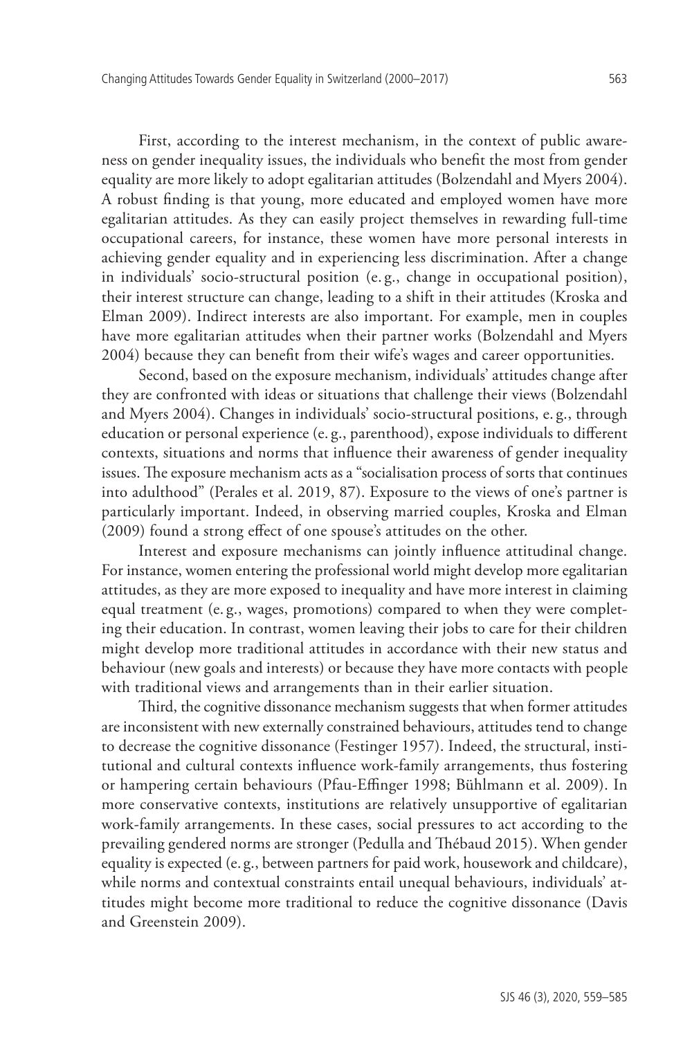First, according to the interest mechanism, in the context of public awareness on gender inequality issues, the individuals who benefit the most from gender equality are more likely to adopt egalitarian attitudes (Bolzendahl and Myers 2004). A robust finding is that young, more educated and employed women have more egalitarian attitudes. As they can easily project themselves in rewarding full-time occupational careers, for instance, these women have more personal interests in achieving gender equality and in experiencing less discrimination. After a change in individuals' socio-structural position (e. g., change in occupational position), their interest structure can change, leading to a shift in their attitudes (Kroska and Elman 2009). Indirect interests are also important. For example, men in couples have more egalitarian attitudes when their partner works (Bolzendahl and Myers 2004) because they can benefit from their wife's wages and career opportunities.

Second, based on the exposure mechanism, individuals' attitudes change after they are confronted with ideas or situations that challenge their views (Bolzendahl and Myers 2004). Changes in individuals' socio-structural positions, e. g., through education or personal experience (e. g., parenthood), expose individuals to different contexts, situations and norms that influence their awareness of gender inequality issues. The exposure mechanism acts as a "socialisation process of sorts that continues into adulthood" (Perales et al. 2019, 87). Exposure to the views of one's partner is particularly important. Indeed, in observing married couples, Kroska and Elman (2009) found a strong effect of one spouse's attitudes on the other.

Interest and exposure mechanisms can jointly influence attitudinal change. For instance, women entering the professional world might develop more egalitarian attitudes, as they are more exposed to inequality and have more interest in claiming equal treatment (e. g., wages, promotions) compared to when they were completing their education. In contrast, women leaving their jobs to care for their children might develop more traditional attitudes in accordance with their new status and behaviour (new goals and interests) or because they have more contacts with people with traditional views and arrangements than in their earlier situation.

Third, the cognitive dissonance mechanism suggests that when former attitudes are inconsistent with new externally constrained behaviours, attitudes tend to change to decrease the cognitive dissonance (Festinger 1957). Indeed, the structural, institutional and cultural contexts influence work-family arrangements, thus fostering or hampering certain behaviours (Pfau-Effinger 1998; Bühlmann et al. 2009). In more conservative contexts, institutions are relatively unsupportive of egalitarian work-family arrangements. In these cases, social pressures to act according to the prevailing gendered norms are stronger (Pedulla and Thébaud 2015). When gender equality is expected (e. g., between partners for paid work, housework and childcare), while norms and contextual constraints entail unequal behaviours, individuals' attitudes might become more traditional to reduce the cognitive dissonance (Davis and Greenstein 2009).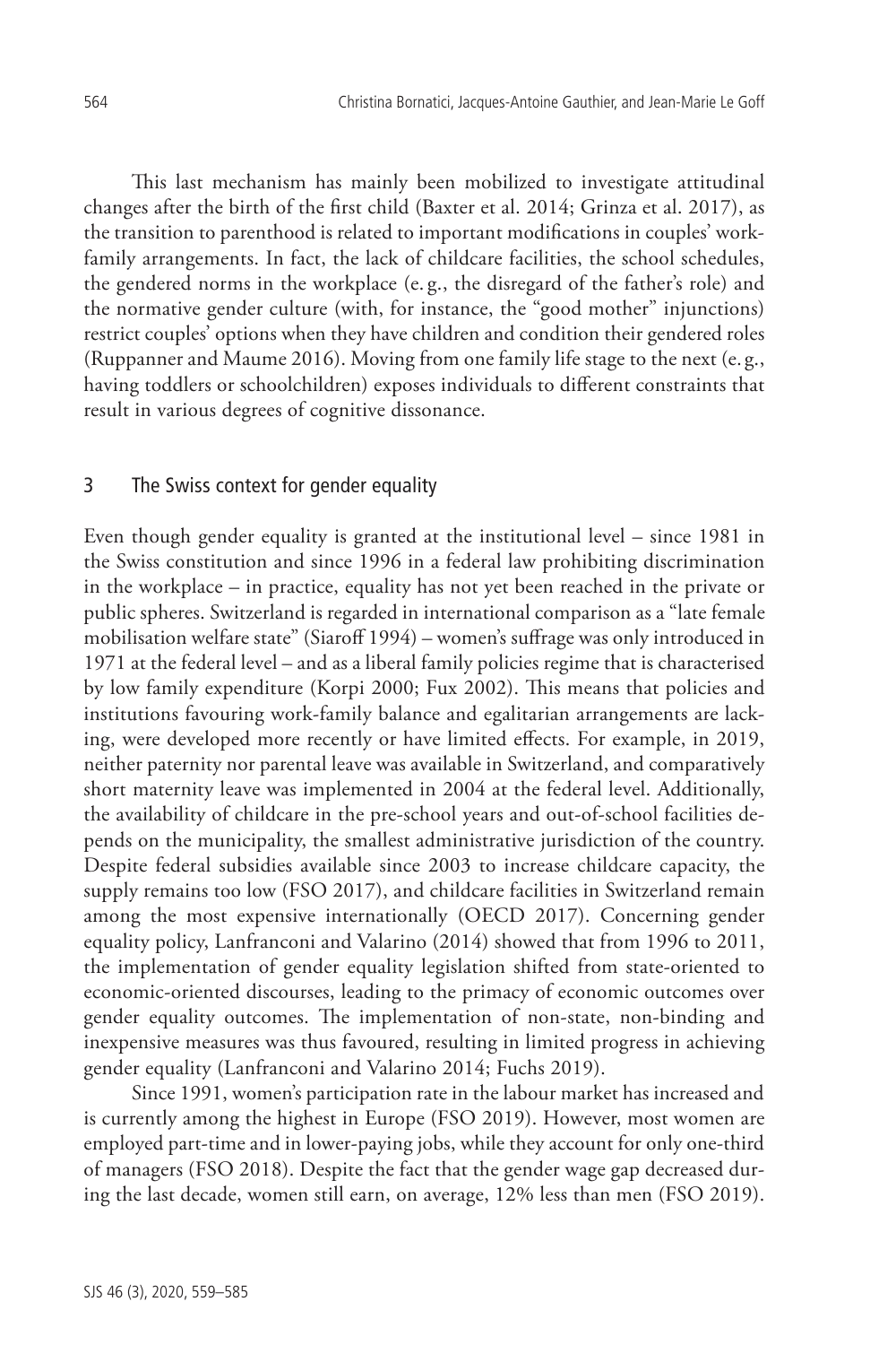This last mechanism has mainly been mobilized to investigate attitudinal changes after the birth of the first child (Baxter et al. 2014; Grinza et al. 2017), as the transition to parenthood is related to important modifications in couples' work-family arrangements. In fact, the lack of childcare facilities, the school schedules, the gendered norms in the workplace (e. g., the disregard of the father's role) and the normative gender culture (with, for instance, the "good mother" injunctions) restrict couples' options when they have children and condition their gendered roles (Ruppanner and Maume 2016). Moving from one family life stage to the next (e. g., having toddlers or schoolchildren) exposes individuals to different constraints that result in various degrees of cognitive dissonance.

## 3 The Swiss context for gender equality

Even though gender equality is granted at the institutional level – since 1981 in the Swiss constitution and since 1996 in a federal law prohibiting discrimination in the workplace – in practice, equality has not yet been reached in the private or public spheres. Switzerland is regarded in international comparison as a "late female mobilisation welfare state" (Siaroff 1994) – women's suffrage was only introduced in 1971 at the federal level – and as a liberal family policies regime that is characterised by low family expenditure (Korpi 2000; Fux 2002). This means that policies and institutions favouring work-family balance and egalitarian arrangements are lacking, were developed more recently or have limited effects. For example, in 2019, neither paternity nor parental leave was available in Switzerland, and comparatively short maternity leave was implemented in 2004 at the federal level. Additionally, the availability of childcare in the pre-school years and out-of-school facilities depends on the municipality, the smallest administrative jurisdiction of the country. Despite federal subsidies available since 2003 to increase childcare capacity, the supply remains too low (FSO 2017), and childcare facilities in Switzerland remain among the most expensive internationally (OECD 2017). Concerning gender equality policy, Lanfranconi and Valarino (2014) showed that from 1996 to 2011, the implementation of gender equality legislation shifted from state-oriented to economic-oriented discourses, leading to the primacy of economic outcomes over gender equality outcomes. The implementation of non-state, non-binding and inexpensive measures was thus favoured, resulting in limited progress in achieving gender equality (Lanfranconi and Valarino 2014; Fuchs 2019).

Since 1991, women's participation rate in the labour market has increased and is currently among the highest in Europe (FSO 2019). However, most women are employed part-time and in lower-paying jobs, while they account for only one-third of managers (FSO 2018). Despite the fact that the gender wage gap decreased during the last decade, women still earn, on average, 12% less than men (FSO 2019).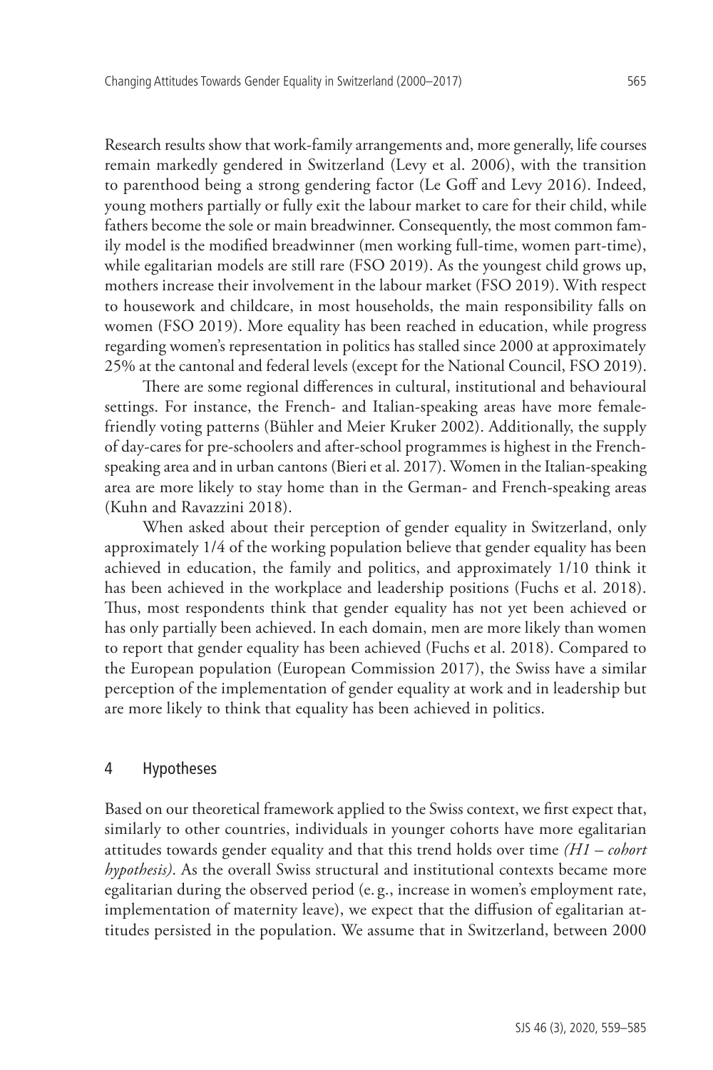Research results show that work-family arrangements and, more generally, life courses remain markedly gendered in Switzerland (Levy et al. 2006), with the transition to parenthood being a strong gendering factor (Le Goff and Levy 2016). Indeed, young mothers partially or fully exit the labour market to care for their child, while fathers become the sole or main breadwinner. Consequently, the most common family model is the modified breadwinner (men working full-time, women part-time), while egalitarian models are still rare (FSO 2019). As the youngest child grows up, mothers increase their involvement in the labour market (FSO 2019). With respect to housework and childcare, in most households, the main responsibility falls on women (FSO 2019). More equality has been reached in education, while progress regarding women's representation in politics has stalled since 2000 at approximately 25% at the cantonal and federal levels (except for the National Council, FSO 2019).

There are some regional differences in cultural, institutional and behavioural settings. For instance, the French- and Italian-speaking areas have more female-friendly voting patterns (Bühler and Meier Kruker 2002). Additionally, the supply of day-cares for pre-schoolers and after-school programmes is highest in the French-speaking area and in urban cantons (Bieri et al. 2017). Women in the Italian-speaking area are more likely to stay home than in the German- and French-speaking areas (Kuhn and Ravazzini 2018).

When asked about their perception of gender equality in Switzerland, only approximately 1/4 of the working population believe that gender equality has been achieved in education, the family and politics, and approximately 1/10 think it has been achieved in the workplace and leadership positions (Fuchs et al. 2018). Thus, most respondents think that gender equality has not yet been achieved or has only partially been achieved. In each domain, men are more likely than women to report that gender equality has been achieved (Fuchs et al. 2018). Compared to the European population (European Commission 2017), the Swiss have a similar perception of the implementation of gender equality at work and in leadership but are more likely to think that equality has been achieved in politics.

## 4 Hypotheses

Based on our theoretical framework applied to the Swiss context, we first expect that, similarly to other countries, individuals in younger cohorts have more egalitarian attitudes towards gender equality and that this trend holds over time *(H1 – cohort hypothesis)*. As the overall Swiss structural and institutional contexts became more egalitarian during the observed period (e. g., increase in women's employment rate, implementation of maternity leave), we expect that the diffusion of egalitarian attitudes persisted in the population. We assume that in Switzerland, between 2000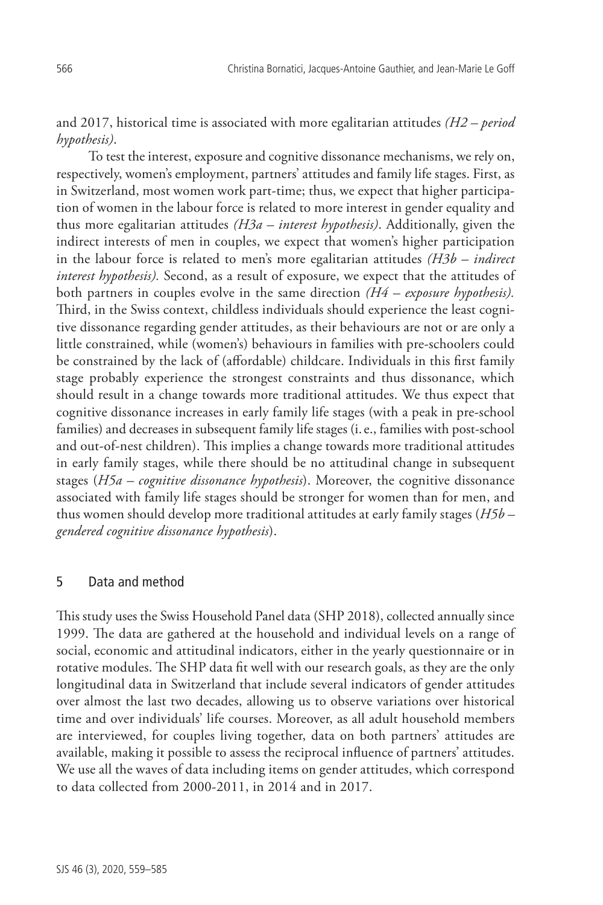and 2017, historical time is associated with more egalitarian attitudes *(H2 – period hypothesis)*.

To test the interest, exposure and cognitive dissonance mechanisms, we rely on, respectively, women's employment, partners' attitudes and family life stages. First, as in Switzerland, most women work part-time; thus, we expect that higher participation of women in the labour force is related to more interest in gender equality and thus more egalitarian attitudes *(H3a – interest hypothesis)*. Additionally, given the indirect interests of men in couples, we expect that women's higher participation in the labour force is related to men's more egalitarian attitudes *(H3b – indirect interest hypothesis).* Second, as a result of exposure, we expect that the attitudes of both partners in couples evolve in the same direction *(H4 – exposure hypothesis).* Third, in the Swiss context, childless individuals should experience the least cognitive dissonance regarding gender attitudes, as their behaviours are not or are only a little constrained, while (women's) behaviours in families with pre-schoolers could be constrained by the lack of (affordable) childcare. Individuals in this first family stage probably experience the strongest constraints and thus dissonance, which should result in a change towards more traditional attitudes. We thus expect that cognitive dissonance increases in early family life stages (with a peak in pre-school families) and decreases in subsequent family life stages (i. e., families with post-school and out-of-nest children). This implies a change towards more traditional attitudes in early family stages, while there should be no attitudinal change in subsequent stages (*H5a – cognitive dissonance hypothesis*). Moreover, the cognitive dissonance associated with family life stages should be stronger for women than for men, and thus women should develop more traditional attitudes at early family stages (*H5b – gendered cognitive dissonance hypothesis*).

## 5 Data and method

This study uses the Swiss Household Panel data (SHP 2018), collected annually since 1999. The data are gathered at the household and individual levels on a range of social, economic and attitudinal indicators, either in the yearly questionnaire or in rotative modules. The SHP data fit well with our research goals, as they are the only longitudinal data in Switzerland that include several indicators of gender attitudes over almost the last two decades, allowing us to observe variations over historical time and over individuals' life courses. Moreover, as all adult household members are interviewed, for couples living together, data on both partners' attitudes are available, making it possible to assess the reciprocal influence of partners' attitudes. We use all the waves of data including items on gender attitudes, which correspond to data collected from 2000-2011, in 2014 and in 2017.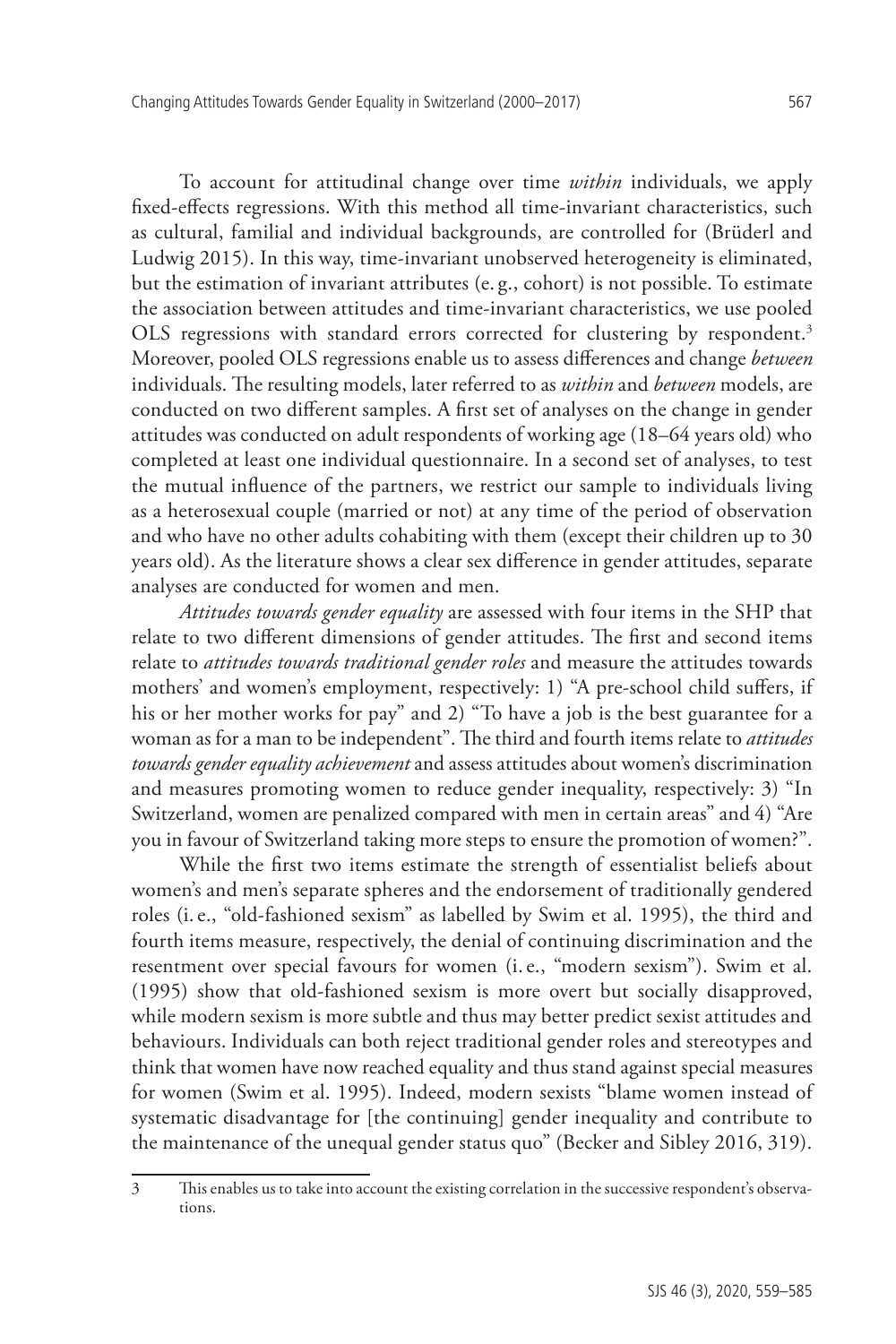To account for attitudinal change over time *within* individuals, we apply fixed-effects regressions. With this method all time-invariant characteristics, such as cultural, familial and individual backgrounds, are controlled for (Brüderl and Ludwig 2015). In this way, time-invariant unobserved heterogeneity is eliminated, but the estimation of invariant attributes (e. g., cohort) is not possible. To estimate the association between attitudes and time-invariant characteristics, we use pooled OLS regressions with standard errors corrected for clustering by respondent.[3] Moreover, pooled OLS regressions enable us to assess differences and change *between* individuals. The resulting models, later referred to as *within* and *between* models, are conducted on two different samples. A first set of analyses on the change in gender attitudes was conducted on adult respondents of working age (18–64 years old) who completed at least one individual questionnaire. In a second set of analyses, to test the mutual influence of the partners, we restrict our sample to individuals living as a heterosexual couple (married or not) at any time of the period of observation and who have no other adults cohabiting with them (except their children up to 30 years old). As the literature shows a clear sex difference in gender attitudes, separate analyses are conducted for women and men.

*Attitudes towards gender equality* are assessed with four items in the SHP that relate to two different dimensions of gender attitudes. The first and second items relate to *attitudes towards traditional gender roles* and measure the attitudes towards mothers' and women's employment, respectively: 1) "A pre-school child suffers, if his or her mother works for pay" and 2) "To have a job is the best guarantee for a woman as for a man to be independent". The third and fourth items relate to *attitudes towards gender equality achievement* and assess attitudes about women's discrimination and measures promoting women to reduce gender inequality, respectively: 3) "In Switzerland, women are penalized compared with men in certain areas" and 4) "Are you in favour of Switzerland taking more steps to ensure the promotion of women?".

While the first two items estimate the strength of essentialist beliefs about women's and men's separate spheres and the endorsement of traditionally gendered roles (i. e., "old-fashioned sexism" as labelled by Swim et al. 1995), the third and fourth items measure, respectively, the denial of continuing discrimination and the resentment over special favours for women (i. e., "modern sexism"). Swim et al. (1995) show that old-fashioned sexism is more overt but socially disapproved, while modern sexism is more subtle and thus may better predict sexist attitudes and behaviours. Individuals can both reject traditional gender roles and stereotypes and think that women have now reached equality and thus stand against special measures for women (Swim et al. 1995). Indeed, modern sexists "blame women instead of systematic disadvantage for [the continuing] gender inequality and contribute to the maintenance of the unequal gender status quo" (Becker and Sibley 2016, 319).

---

3 This enables us to take into account the existing correlation in the successive respondent's observations.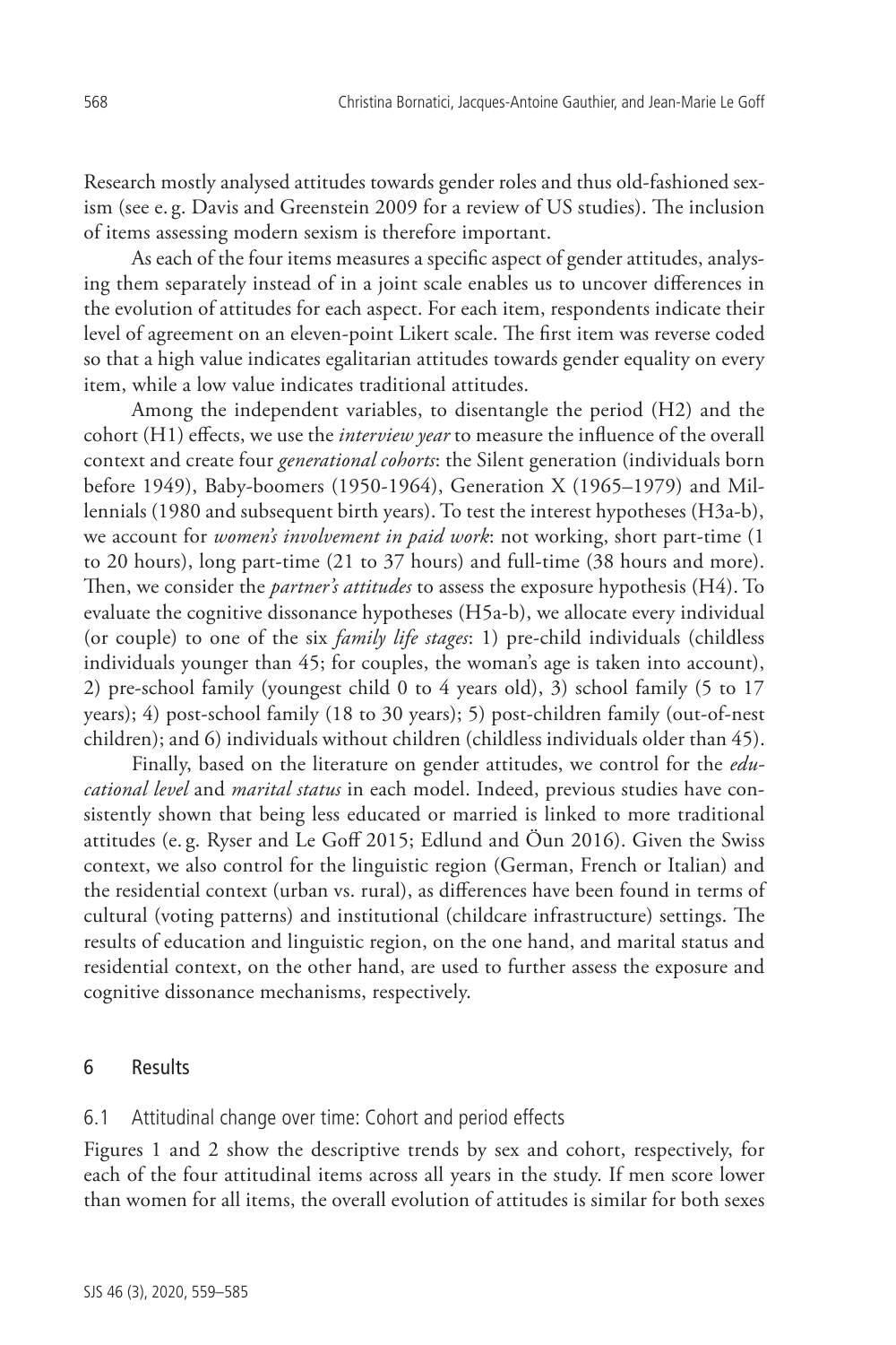Research mostly analysed attitudes towards gender roles and thus old-fashioned sexism (see e.g. Davis and Greenstein 2009 for a review of US studies). The inclusion of items assessing modern sexism is therefore important.

As each of the four items measures a specific aspect of gender attitudes, analysing them separately instead of in a joint scale enables us to uncover differences in the evolution of attitudes for each aspect. For each item, respondents indicate their level of agreement on an eleven-point Likert scale. The first item was reverse coded so that a high value indicates egalitarian attitudes towards gender equality on every item, while a low value indicates traditional attitudes.

Among the independent variables, to disentangle the period (H2) and the cohort (H1) effects, we use the *interview year* to measure the influence of the overall context and create four *generational cohorts*: the Silent generation (individuals born before 1949), Baby-boomers (1950-1964), Generation X (1965–1979) and Millennials (1980 and subsequent birth years). To test the interest hypotheses (H3a-b), we account for *women's involvement in paid work*: not working, short part-time (1 to 20 hours), long part-time (21 to 37 hours) and full-time (38 hours and more). Then, we consider the *partner's attitudes* to assess the exposure hypothesis (H4). To evaluate the cognitive dissonance hypotheses (H5a-b), we allocate every individual (or couple) to one of the six *family life stages*: 1) pre-child individuals (childless individuals younger than 45; for couples, the woman's age is taken into account), 2) pre-school family (youngest child 0 to 4 years old), 3) school family (5 to 17 years); 4) post-school family (18 to 30 years); 5) post-children family (out-of-nest children); and 6) individuals without children (childless individuals older than 45).

Finally, based on the literature on gender attitudes, we control for the *educational level* and *marital status* in each model. Indeed, previous studies have consistently shown that being less educated or married is linked to more traditional attitudes (e.g. Ryser and Le Goff 2015; Edlund and Öun 2016). Given the Swiss context, we also control for the linguistic region (German, French or Italian) and the residential context (urban vs. rural), as differences have been found in terms of cultural (voting patterns) and institutional (childcare infrastructure) settings. The results of education and linguistic region, on the one hand, and marital status and residential context, on the other hand, are used to further assess the exposure and cognitive dissonance mechanisms, respectively.

## 6 Results

### 6.1 Attitudinal change over time: Cohort and period effects

Figures 1 and 2 show the descriptive trends by sex and cohort, respectively, for each of the four attitudinal items across all years in the study. If men score lower than women for all items, the overall evolution of attitudes is similar for both sexes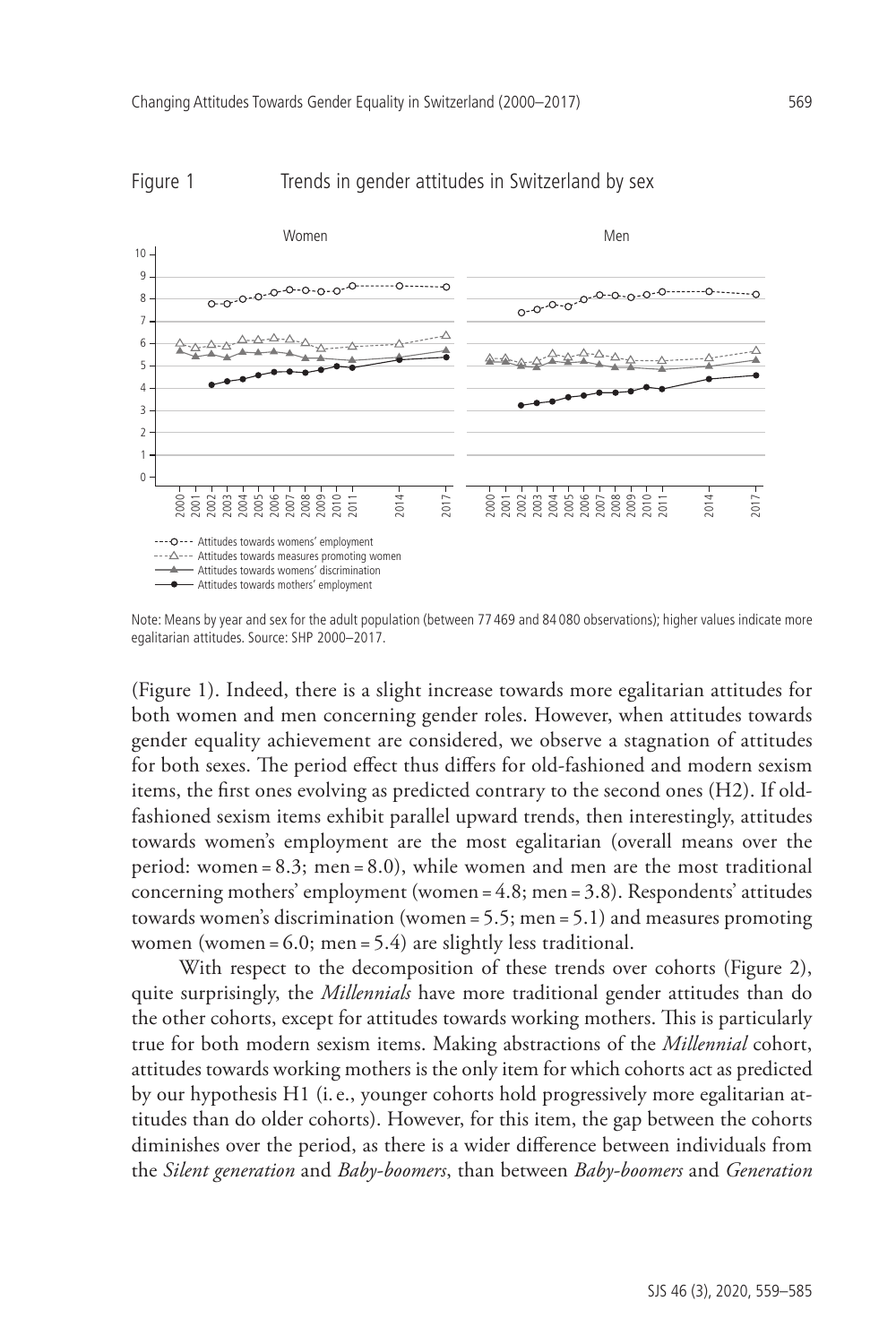Figure 1 Trends in gender attitudes in Switzerland by sex

Note: Means by year and sex for the adult population (between 77 469 and 84 080 observations); higher values indicate more egalitarian attitudes. Source: SHP 2000–2017.

(Figure 1). Indeed, there is a slight increase towards more egalitarian attitudes for both women and men concerning gender roles. However, when attitudes towards gender equality achievement are considered, we observe a stagnation of attitudes for both sexes. The period effect thus differs for old-fashioned and modern sexism items, the first ones evolving as predicted contrary to the second ones (H2). If old-fashioned sexism items exhibit parallel upward trends, then interestingly, attitudes towards women's employment are the most egalitarian (overall means over the period: women = 8.3; men = 8.0), while women and men are the most traditional concerning mothers' employment (women = 4.8; men = 3.8). Respondents' attitudes towards women's discrimination (women = 5.5; men = 5.1) and measures promoting women (women = 6.0; men = 5.4) are slightly less traditional.

With respect to the decomposition of these trends over cohorts (Figure 2), quite surprisingly, the *Millennials* have more traditional gender attitudes than do the other cohorts, except for attitudes towards working mothers. This is particularly true for both modern sexism items. Making abstractions of the *Millennial* cohort, attitudes towards working mothers is the only item for which cohorts act as predicted by our hypothesis H1 (i. e., younger cohorts hold progressively more egalitarian attitudes than do older cohorts). However, for this item, the gap between the cohorts diminishes over the period, as there is a wider difference between individuals from the *Silent generation* and *Baby-boomers*, than between *Baby-boomers* and *Generation*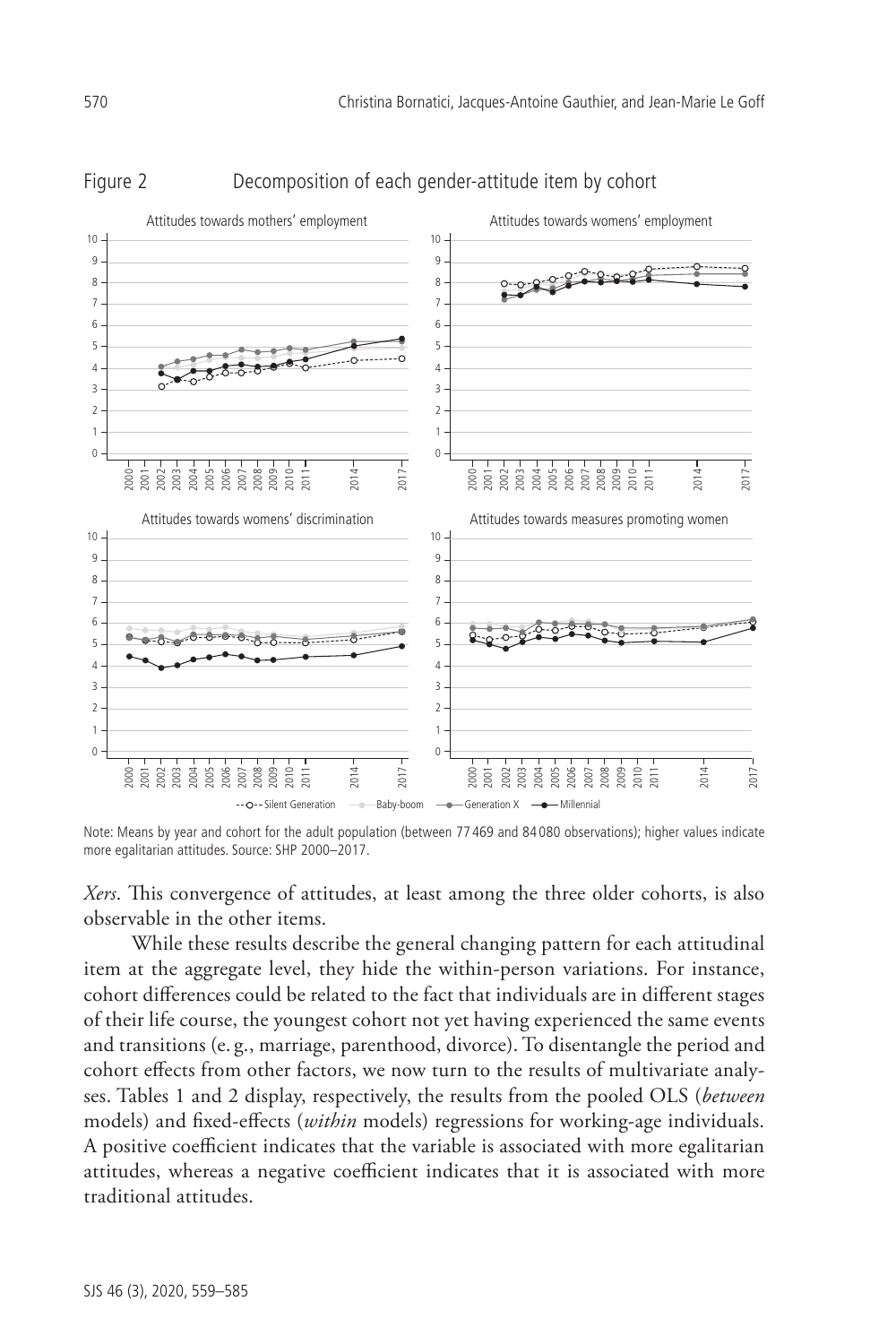Figure 2 Decomposition of each gender-attitude item by cohort

Note: Means by year and cohort for the adult population (between 77 469 and 84 080 observations); higher values indicate more egalitarian attitudes. Source: SHP 2000–2017.

*Xers*. This convergence of attitudes, at least among the three older cohorts, is also observable in the other items.

While these results describe the general changing pattern for each attitudinal item at the aggregate level, they hide the within-person variations. For instance, cohort differences could be related to the fact that individuals are in different stages of their life course, the youngest cohort not yet having experienced the same events and transitions (e. g., marriage, parenthood, divorce). To disentangle the period and cohort effects from other factors, we now turn to the results of multivariate analyses. Tables 1 and 2 display, respectively, the results from the pooled OLS (*between* models) and fixed-effects (*within* models) regressions for working-age individuals. A positive coefficient indicates that the variable is associated with more egalitarian attitudes, whereas a negative coefficient indicates that it is associated with more traditional attitudes.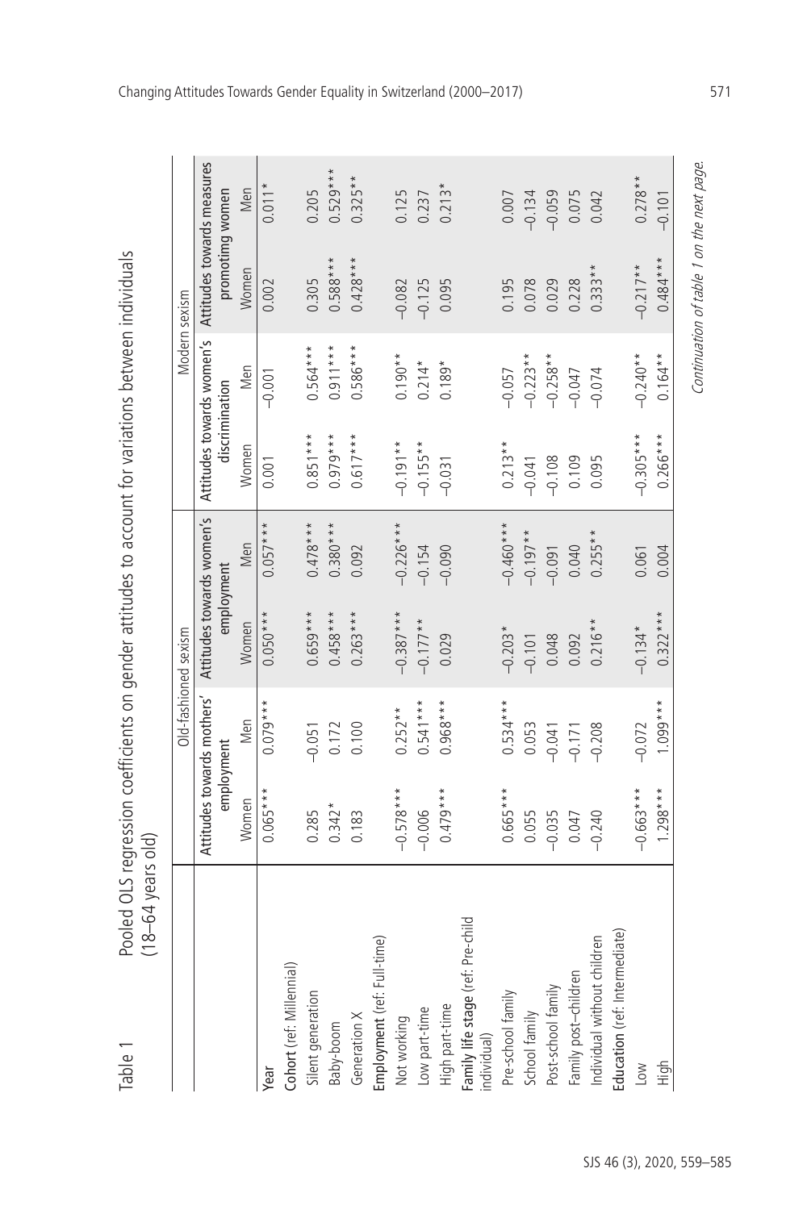Table 1 Pooled OLS regression coefficients on gender attitudes to account for variations between individuals (18–64 years old)

| | Old-fashioned sexism | | | | Modern sexism | | | |
|---|---|---|---|---|---|---|---|---|
| | Attitudes towards mothers' employment | | Attitudes towards women's employment | | Attitudes towards women's discrimination | | Attitudes towards measures promoting women | |
| | Women | Men | Women | Men | Women | Men | Women | Men |
| Year | 0.065*** | 0.079*** | 0.050*** | 0.057*** | 0.001 | −0.001 | 0.002 | 0.011* |
| **Cohort** (ref: Millennial) | | | | | | | | |
| Silent generation | 0.285 | −0.051 | 0.659*** | 0.478*** | 0.851*** | 0.564*** | 0.305 | 0.205 |
| Baby-boom | 0.342* | 0.172 | 0.458*** | 0.380*** | 0.979*** | 0.911*** | 0.588*** | 0.529*** |
| Generation X | 0.183 | 0.100 | 0.263*** | 0.092 | 0.617*** | 0.586*** | 0.428*** | 0.325** |
| **Employment** (ref: Full-time) | | | | | | | | |
| Not working | −0.578*** | 0.252** | −0.387*** | −0.226*** | −0.191** | 0.190** | −0.082 | 0.125 |
| Low part-time | −0.006 | 0.541*** | −0.177** | −0.154 | −0.155** | 0.214* | −0.125 | 0.237 |
| High part-time | 0.479*** | 0.968*** | 0.029 | −0.090 | −0.031 | 0.189* | 0.095 | 0.213* |
| **Family life stage** (ref: Pre-child individual) | | | | | | | | |
| Pre-school family | 0.665*** | 0.534*** | −0.203* | −0.460*** | 0.213** | −0.057 | 0.195 | 0.007 |
| School family | 0.055 | 0.053 | −0.101 | −0.197** | −0.041 | −0.223** | 0.078 | −0.134 |
| Post-school family | −0.035 | −0.041 | 0.048 | −0.091 | −0.108 | −0.258** | 0.029 | −0.059 |
| Family post-children | 0.047 | −0.171 | 0.092 | 0.040 | 0.109 | −0.047 | 0.228 | 0.075 |
| Individual without children | −0.240 | −0.208 | 0.216** | 0.255** | 0.095 | −0.074 | 0.333** | 0.042 |
| **Education** (ref: Intermediate) | | | | | | | | |
| Low | −0.663*** | −0.072 | −0.134* | 0.061 | −0.305*** | −0.240** | −0.217** | 0.278** |
| High | 1.298*** | 1.099*** | 0.322*** | 0.004 | 0.266*** | 0.164** | 0.484*** | −0.101 |

*Continuation of table 1 on the next page.*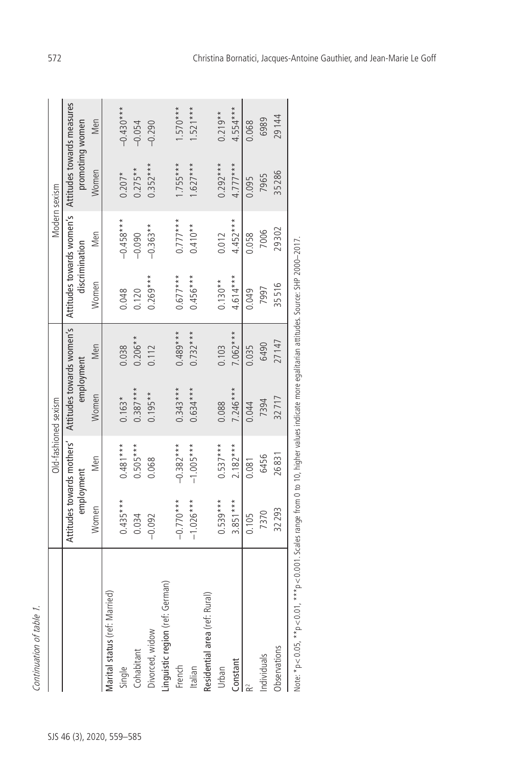*Continuation of table 1.*

| | Old-fashioned sexism | | | | Modern sexism | | | |
|---|---|---|---|---|---|---|---|---|
| | Attitudes towards mothers' employment | | Attitudes towards women's employment | | Attitudes towards women's discrimination | | Attitudes towards measures promoting women | |
| | Women | Men | Women | Men | Women | Men | Women | Men |
| **Marital status** (ref: Married) | | | | | | | | |
| Single | 0.435*** | 0.481*** | 0.163* | 0.038 | 0.048 | −0.458*** | 0.207* | −0.430*** |
| Cohabitant | 0.034 | 0.505*** | 0.387*** | 0.206** | 0.120 | −0.090 | 0.275** | −0.054 |
| Divorced, widow | −0.092 | 0.068 | 0.195** | 0.112 | 0.269*** | −0.363** | 0.352*** | −0.290 |
| **Linguistic region** (ref: German) | | | | | | | | |
| French | −0.770*** | −0.382*** | 0.343*** | 0.489*** | 0.677*** | 0.777*** | 1.755*** | 1.570*** |
| Italian | −1.026*** | −1.005*** | 0.634*** | 0.732*** | 0.456*** | 0.410** | 1.627*** | 1.521*** |
| **Residential area** (ref: Rural) | | | | | | | | |
| Urban | 0.539*** | 0.537*** | 0.088 | 0.103 | 0.130** | 0.012 | 0.292*** | 0.219** |
| **Constant** | 3.851*** | 2.182*** | 7.246*** | 7.062*** | 4.614*** | 4.452*** | 4.777*** | 4.554*** |
| $R^2$ | 0.105 | 0.081 | 0.044 | 0.035 | 0.049 | 0.058 | 0.095 | 0.068 |
| Individuals | 7370 | 6456 | 7394 | 6490 | 7997 | 7006 | 7965 | 6989 |
| Observations | 32293 | 26831 | 32717 | 27147 | 35516 | 29302 | 35286 | 29144 |

Note: *$p<0.05$, **$p<0.01$, ***$p<0.001$. Scales range from 0 to 10, higher values indicate more egalitarian attitudes. Source: SHP 2000–2017.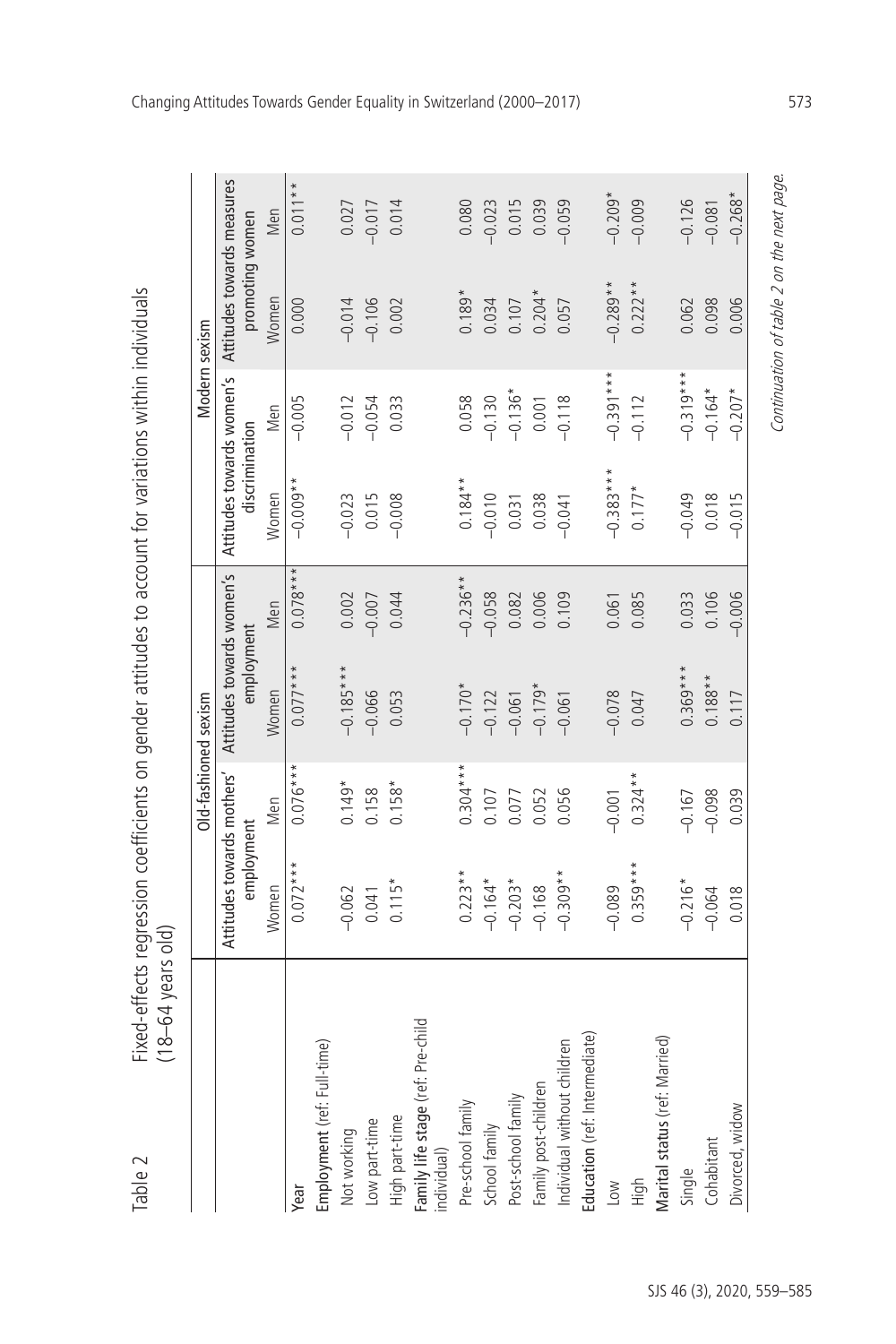Table 2 Fixed-effects regression coefficients on gender attitudes to account for variations within individuals (18–64 years old)

| | Old-fashioned sexism | | | | Modern sexism | | | |
|---|---|---|---|---|---|---|---|---|
| | Attitudes towards mothers' employment | | Attitudes towards women's employment | | Attitudes towards women's discrimination | | Attitudes towards measures promoting women | |
| | Women | Men | Women | Men | Women | Men | Women | Men |
| Year | 0.072*** | 0.076*** | 0.077*** | 0.078*** | −0.009** | −0.005 | 0.000 | 0.011** |
| **Employment** (ref: Full-time) | | | | | | | | |
| Not working | −0.062 | 0.149* | −0.185*** | 0.002 | −0.023 | −0.012 | −0.014 | 0.027 |
| Low part-time | 0.041 | 0.158 | −0.066 | −0.007 | 0.015 | −0.054 | −0.106 | −0.017 |
| High part-time | 0.115* | 0.158* | 0.053 | 0.044 | −0.008 | 0.033 | 0.002 | 0.014 |
| **Family life stage** (ref: Pre-child individual) | | | | | | | | |
| Pre-school family | 0.223** | 0.304*** | −0.170* | −0.236** | 0.184** | 0.058 | 0.189* | 0.080 |
| School family | −0.164* | 0.107 | −0.122 | −0.058 | −0.010 | −0.130 | 0.034 | −0.023 |
| Post-school family | −0.203* | 0.077 | −0.061 | 0.082 | 0.031 | −0.136* | 0.107 | 0.015 |
| Family post-children | −0.168 | 0.052 | −0.179* | 0.006 | 0.038 | 0.001 | 0.204* | 0.039 |
| Individual without children | −0.309** | 0.056 | −0.061 | 0.109 | −0.041 | −0.118 | 0.057 | −0.059 |
| **Education** (ref: Intermediate) | | | | | | | | |
| Low | −0.089 | −0.001 | −0.078 | 0.061 | −0.383*** | −0.391*** | −0.289** | −0.209* |
| High | 0.359*** | 0.324** | 0.047 | 0.085 | 0.177* | −0.112 | 0.222** | −0.009 |
| **Marital status** (ref: Married) | | | | | | | | |
| Single | −0.216* | −0.167 | 0.369*** | 0.033 | −0.049 | −0.319*** | 0.062 | −0.126 |
| Cohabitant | −0.064 | −0.098 | 0.188** | 0.106 | 0.018 | −0.164* | 0.098 | −0.081 |
| Divorced, widow | 0.018 | 0.039 | 0.117 | −0.006 | −0.015 | −0.207* | 0.006 | −0.268* |

*Continuation of table 2 on the next page.*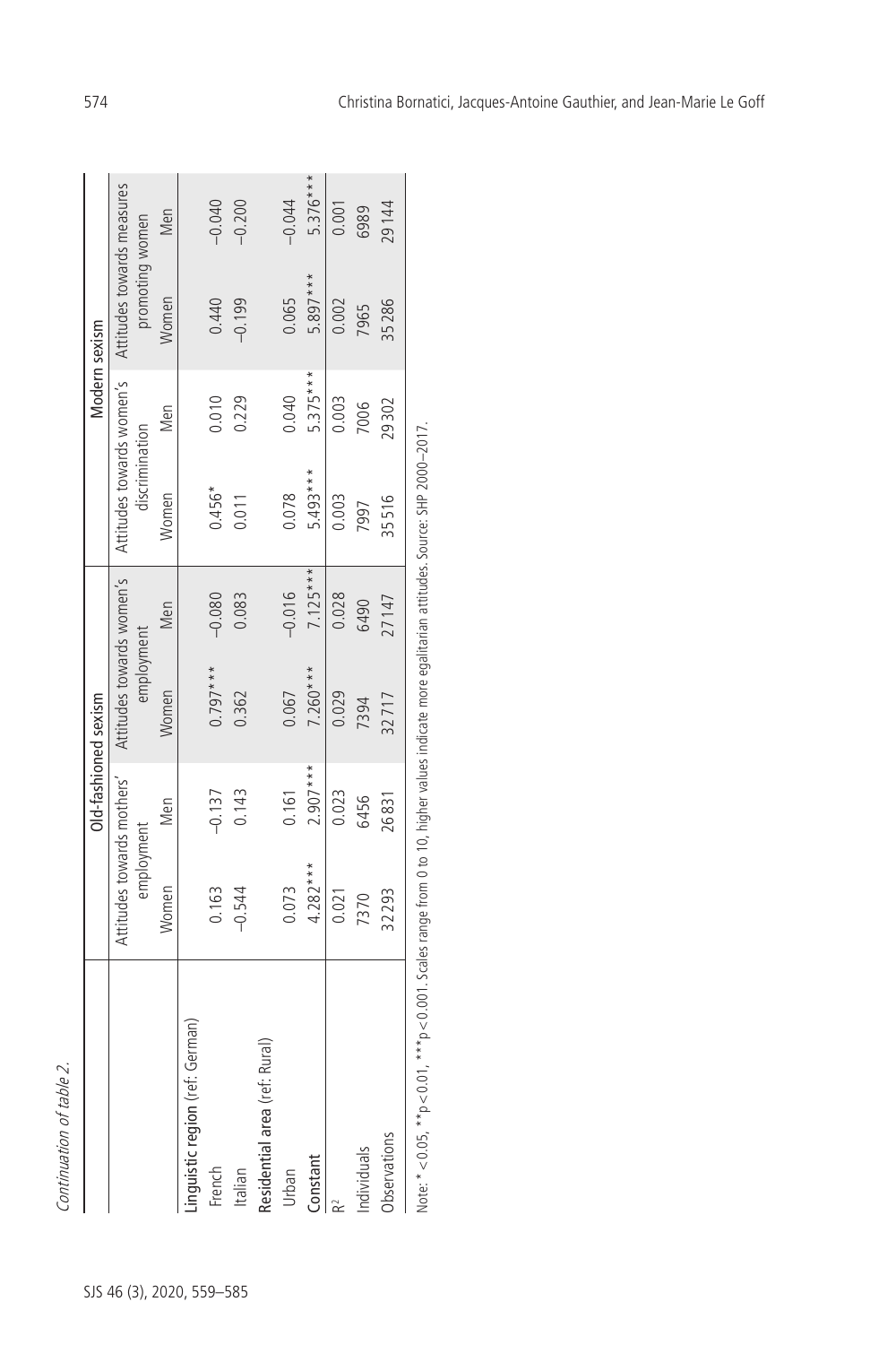*Continuation of table 2.*

| | Old-fashioned sexism | | | | Modern sexism | | | |
|---|---|---|---|---|---|---|---|---|
| | Attitudes towards mothers' employment | | Attitudes towards women's employment | | Attitudes towards women's discrimination | | Attitudes towards measures promoting women | |
| | Women | Men | Women | Men | Women | Men | Women | Men |
| **Linguistic region** (ref: German) | | | | | | | | |
| French | 0.163 | −0.137 | 0.797*** | −0.080 | 0.456* | 0.010 | 0.440 | −0.040 |
| Italian | −0.544 | 0.143 | 0.362 | 0.083 | 0.011 | 0.229 | −0.199 | −0.200 |
| **Residential area** (ref: Rural) | | | | | | | | |
| Urban | 0.073 | 0.161 | 0.067 | −0.016 | 0.078 | 0.040 | 0.065 | −0.044 |
| **Constant** | 4.282*** | 2.907*** | 7.260*** | 7.125*** | 5.493*** | 5.375*** | 5.897*** | 5.376*** |
| $R^2$ | 0.021 | 0.023 | 0.029 | 0.028 | 0.003 | 0.003 | 0.002 | 0.001 |
| Individuals | 7370 | 6456 | 7394 | 6490 | 7997 | 7006 | 7965 | 6989 |
| Observations | 32293 | 26831 | 32717 | 27147 | 35516 | 29302 | 35286 | 29144 |

Note: * <0.05, ** $p < 0.01$, *** $p < 0.001$. Scales range from 0 to 10, higher values indicate more egalitarian attitudes. Source: SHP 2000–2017.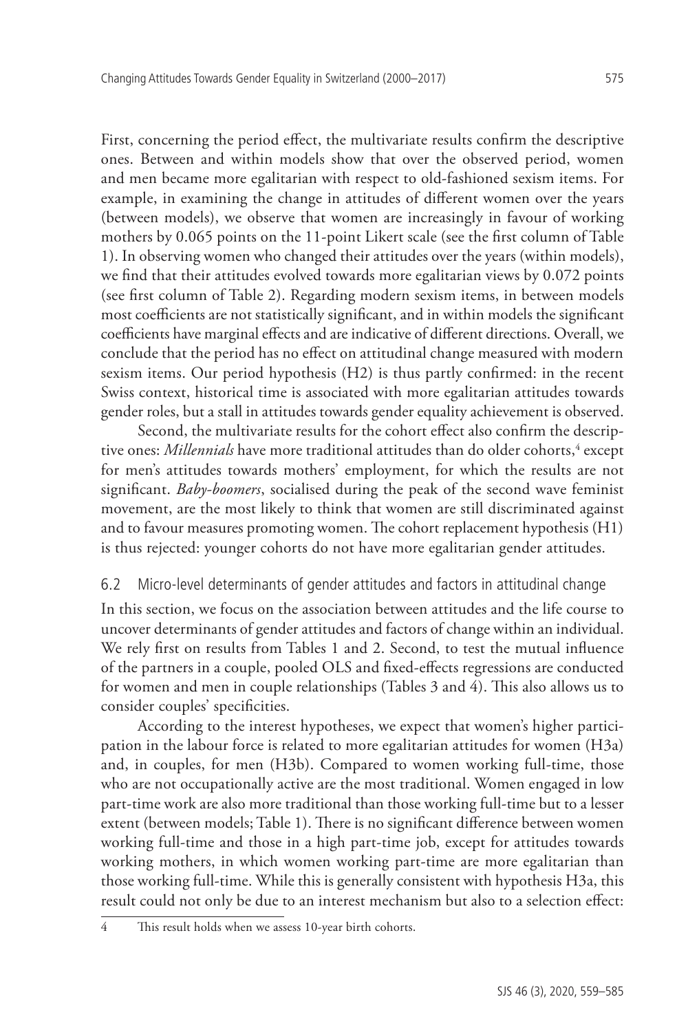First, concerning the period effect, the multivariate results confirm the descriptive ones. Between and within models show that over the observed period, women and men became more egalitarian with respect to old-fashioned sexism items. For example, in examining the change in attitudes of different women over the years (between models), we observe that women are increasingly in favour of working mothers by 0.065 points on the 11-point Likert scale (see the first column of Table 1). In observing women who changed their attitudes over the years (within models), we find that their attitudes evolved towards more egalitarian views by 0.072 points (see first column of Table 2). Regarding modern sexism items, in between models most coefficients are not statistically significant, and in within models the significant coefficients have marginal effects and are indicative of different directions. Overall, we conclude that the period has no effect on attitudinal change measured with modern sexism items. Our period hypothesis (H2) is thus partly confirmed: in the recent Swiss context, historical time is associated with more egalitarian attitudes towards gender roles, but a stall in attitudes towards gender equality achievement is observed.

Second, the multivariate results for the cohort effect also confirm the descriptive ones: *Millennials* have more traditional attitudes than do older cohorts,[4] except for men's attitudes towards mothers' employment, for which the results are not significant. *Baby-boomers*, socialised during the peak of the second wave feminist movement, are the most likely to think that women are still discriminated against and to favour measures promoting women. The cohort replacement hypothesis (H1) is thus rejected: younger cohorts do not have more egalitarian gender attitudes.

### 6.2 Micro-level determinants of gender attitudes and factors in attitudinal change

In this section, we focus on the association between attitudes and the life course to uncover determinants of gender attitudes and factors of change within an individual. We rely first on results from Tables 1 and 2. Second, to test the mutual influence of the partners in a couple, pooled OLS and fixed-effects regressions are conducted for women and men in couple relationships (Tables 3 and 4). This also allows us to consider couples' specificities.

According to the interest hypotheses, we expect that women's higher participation in the labour force is related to more egalitarian attitudes for women (H3a) and, in couples, for men (H3b). Compared to women working full-time, those who are not occupationally active are the most traditional. Women engaged in low part-time work are also more traditional than those working full-time but to a lesser extent (between models; Table 1). There is no significant difference between women working full-time and those in a high part-time job, except for attitudes towards working mothers, in which women working part-time are more egalitarian than those working full-time. While this is generally consistent with hypothesis H3a, this result could not only be due to an interest mechanism but also to a selection effect:

---

[4] This result holds when we assess 10-year birth cohorts.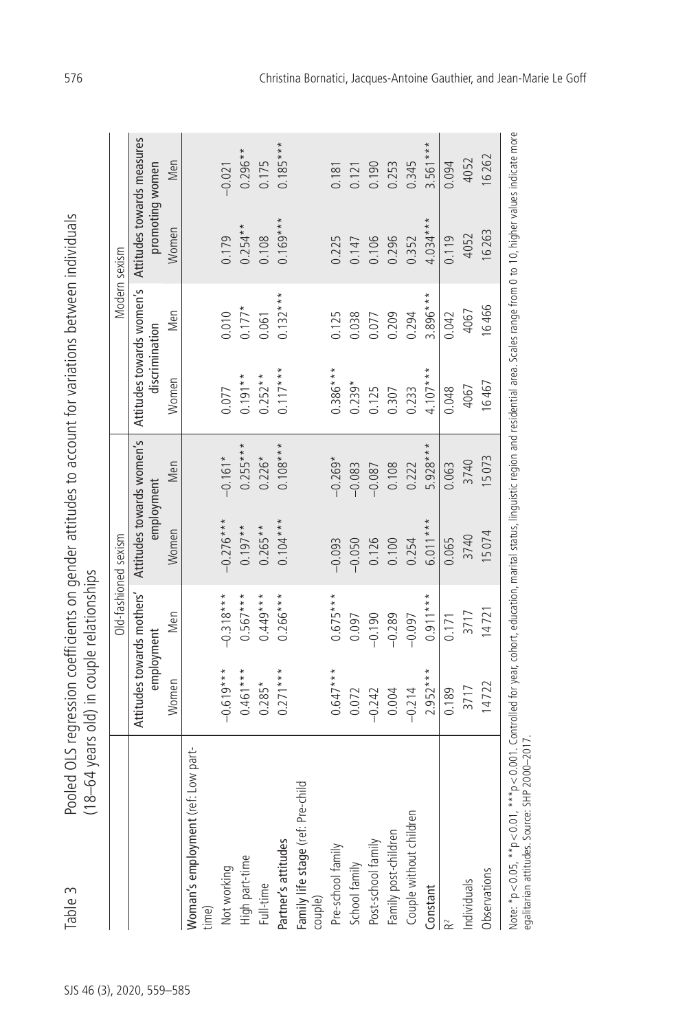Table 3 Pooled OLS regression coefficients on gender attitudes to account for variations between individuals (18–64 years old) in couple relationships

| | Old-fashioned sexism | | | | Modern sexism | | | |
|---|---|---|---|---|---|---|---|---|
| | Attitudes towards mothers' employment | | Attitudes towards women's employment | | Attitudes towards women's discrimination | | Attitudes towards measures promoting women | |
| | Women | Men | Women | Men | Women | Men | Women | Men |
| **Woman's employment** (ref: Low part-time) | | | | | | | | |
| Not working | −0.619*** | −0.318*** | −0.276*** | −0.161* | 0.077 | 0.010 | 0.179 | −0.021 |
| High part-time | 0.461*** | 0.567*** | 0.197** | 0.255*** | 0.191** | 0.177* | 0.254** | 0.296** |
| Full-time | 0.285* | 0.449*** | 0.265** | 0.226* | 0.252** | 0.061 | 0.108 | 0.175 |
| **Partner's attitudes** | 0.271*** | 0.266*** | 0.104*** | 0.108*** | 0.117*** | 0.132*** | 0.169*** | 0.185*** |
| **Family life stage** (ref: Pre-child couple) | | | | | | | | |
| Pre-school family | 0.647*** | 0.675*** | −0.093 | −0.269* | 0.386*** | 0.125 | 0.225 | 0.181 |
| School family | 0.072 | 0.097 | −0.050 | −0.083 | 0.239* | 0.038 | 0.147 | 0.121 |
| Post-school family | −0.242 | −0.190 | 0.126 | −0.087 | 0.125 | 0.077 | 0.106 | 0.190 |
| Family post-children | 0.004 | −0.289 | 0.100 | 0.108 | 0.307 | 0.209 | 0.296 | 0.253 |
| Couple without children | −0.214 | −0.097 | 0.254 | 0.222 | 0.233 | 0.294 | 0.352 | 0.345 |
| **Constant** | 2.952*** | 0.911*** | 6.011*** | 5.928*** | 4.107*** | 3.896*** | 4.034*** | 3.561*** |
| $R^2$ | 0.189 | 0.171 | 0.065 | 0.063 | 0.048 | 0.042 | 0.119 | 0.094 |
| Individuals | 3717 | 3717 | 3740 | 3740 | 4067 | 4067 | 4052 | 4052 |
| Observations | 14722 | 14721 | 15074 | 15073 | 16467 | 16466 | 16263 | 16262 |

Note: *p < 0.05, **p < 0.01, ***p < 0.001. Controlled for year, cohort, education, marital status, linguistic region and residential area. Scales range from 0 to 10, higher values indicate more egalitarian attitudes. Source: SHP 2000–2017.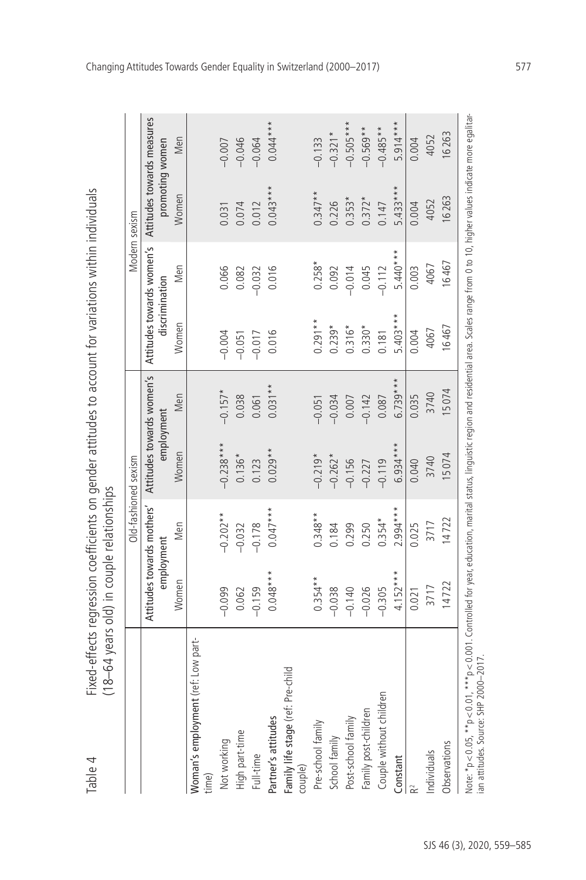Table 4 Fixed-effects regression coefficients on gender attitudes to account for variations within individuals (18–64 years old) in couple relationships

| | Old-fashioned sexism | | | | Modern sexism | | | |
|---|---|---|---|---|---|---|---|---|
| | Attitudes towards mothers' employment | | Attitudes towards women's employment | | Attitudes towards women's discrimination | | Attitudes towards measures promoting women | |
| | Women | Men | Women | Men | Women | Men | Women | Men |
| **Woman's employment** (ref: Low part-time) | | | | | | | | |
| Not working | −0.099 | −0.202** | −0.238*** | −0.157* | −0.004 | 0.066 | 0.031 | −0.007 |
| High part-time | 0.062 | −0.032 | 0.136* | 0.038 | −0.051 | 0.082 | 0.074 | −0.046 |
| Full-time | −0.159 | −0.178 | 0.123 | 0.061 | −0.017 | −0.032 | 0.012 | −0.064 |
| **Partner's attitudes** | 0.048*** | 0.047*** | 0.029** | 0.031** | 0.016 | 0.016 | 0.043*** | 0.044*** |
| **Family life stage** (ref: Pre-child couple) | | | | | | | | |
| Pre-school family | 0.354** | 0.348** | −0.219* | −0.051 | 0.291** | 0.258* | 0.347** | −0.133 |
| School family | −0.038 | 0.184 | −0.262* | −0.034 | 0.239* | 0.092 | 0.226 | −0.321* |
| Post-school family | −0.140 | 0.299 | −0.156 | 0.007 | 0.316* | −0.014 | 0.353* | −0.505*** |
| Family post-children | −0.026 | 0.250 | −0.227 | −0.142 | 0.330* | 0.045 | 0.372* | −0.569** |
| Couple without children | −0.305 | 0.354* | −0.119 | 0.087 | 0.181 | −0.112 | 0.147 | −0.485** |
| **Constant** | 4.152*** | 2.994*** | 6.934*** | 6.739*** | 5.403*** | 5.440*** | 5.433*** | 5.914*** |
| $R^2$ | 0.021 | 0.025 | 0.040 | 0.035 | 0.004 | 0.003 | 0.004 | 0.004 |
| Individuals | 3717 | 3717 | 3740 | 3740 | 4067 | 4067 | 4052 | 4052 |
| Observations | 14722 | 14722 | 15074 | 15074 | 16467 | 16467 | 16263 | 16263 |

Note: *p < 0.05, **p < 0.01, ***p < 0.001. Controlled for year, education, marital status, linguistic region and residential area. Scales range from 0 to 10, higher values indicate more egalitarian attitudes. Source: SHP 2000–2017.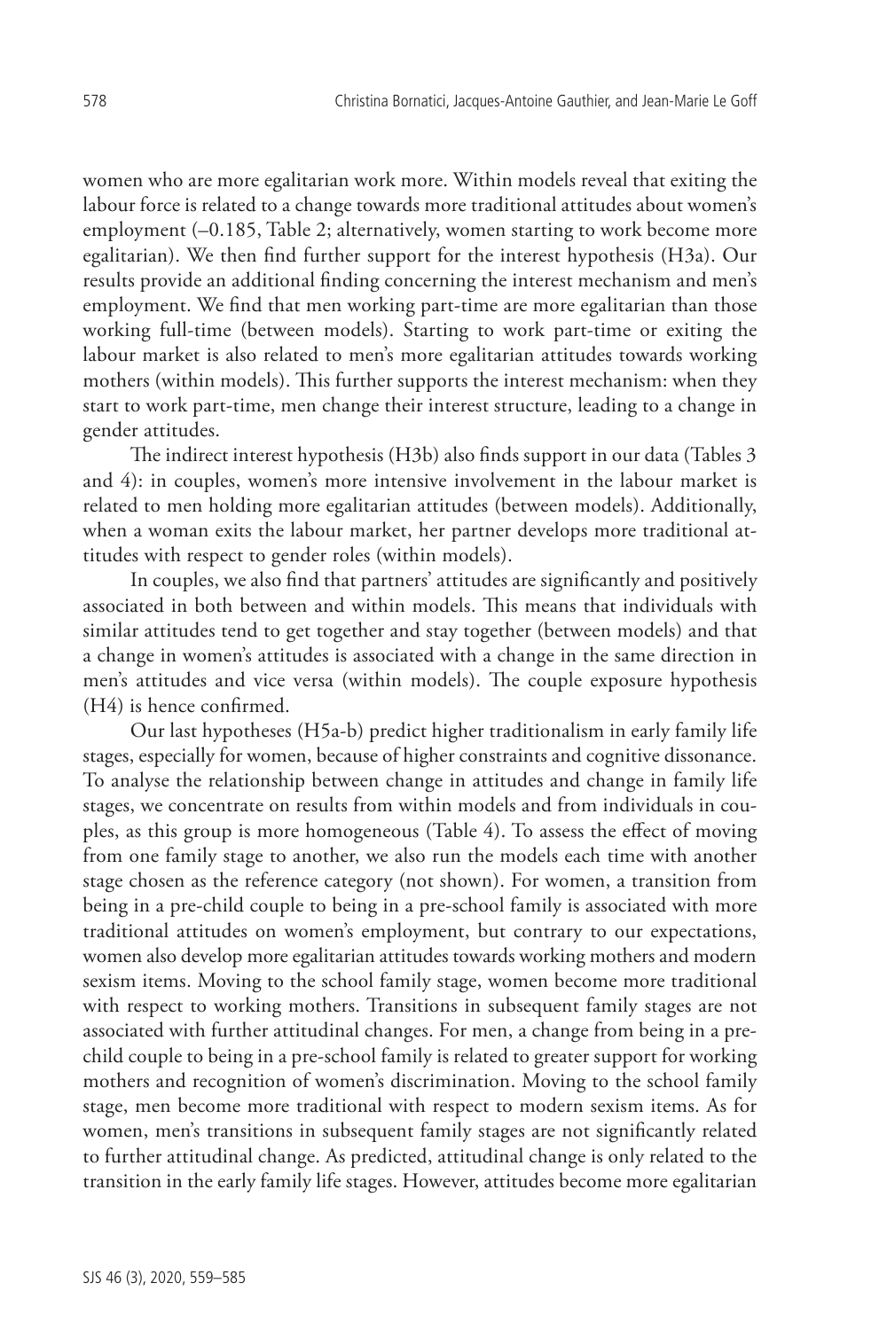women who are more egalitarian work more. Within models reveal that exiting the labour force is related to a change towards more traditional attitudes about women's employment (–0.185, Table 2; alternatively, women starting to work become more egalitarian). We then find further support for the interest hypothesis (H3a). Our results provide an additional finding concerning the interest mechanism and men's employment. We find that men working part-time are more egalitarian than those working full-time (between models). Starting to work part-time or exiting the labour market is also related to men's more egalitarian attitudes towards working mothers (within models). This further supports the interest mechanism: when they start to work part-time, men change their interest structure, leading to a change in gender attitudes.

The indirect interest hypothesis (H3b) also finds support in our data (Tables 3 and 4): in couples, women's more intensive involvement in the labour market is related to men holding more egalitarian attitudes (between models). Additionally, when a woman exits the labour market, her partner develops more traditional attitudes with respect to gender roles (within models).

In couples, we also find that partners' attitudes are significantly and positively associated in both between and within models. This means that individuals with similar attitudes tend to get together and stay together (between models) and that a change in women's attitudes is associated with a change in the same direction in men's attitudes and vice versa (within models). The couple exposure hypothesis (H4) is hence confirmed.

Our last hypotheses (H5a-b) predict higher traditionalism in early family life stages, especially for women, because of higher constraints and cognitive dissonance. To analyse the relationship between change in attitudes and change in family life stages, we concentrate on results from within models and from individuals in couples, as this group is more homogeneous (Table 4). To assess the effect of moving from one family stage to another, we also run the models each time with another stage chosen as the reference category (not shown). For women, a transition from being in a pre-child couple to being in a pre-school family is associated with more traditional attitudes on women's employment, but contrary to our expectations, women also develop more egalitarian attitudes towards working mothers and modern sexism items. Moving to the school family stage, women become more traditional with respect to working mothers. Transitions in subsequent family stages are not associated with further attitudinal changes. For men, a change from being in a pre-child couple to being in a pre-school family is related to greater support for working mothers and recognition of women's discrimination. Moving to the school family stage, men become more traditional with respect to modern sexism items. As for women, men's transitions in subsequent family stages are not significantly related to further attitudinal change. As predicted, attitudinal change is only related to the transition in the early family life stages. However, attitudes become more egalitarian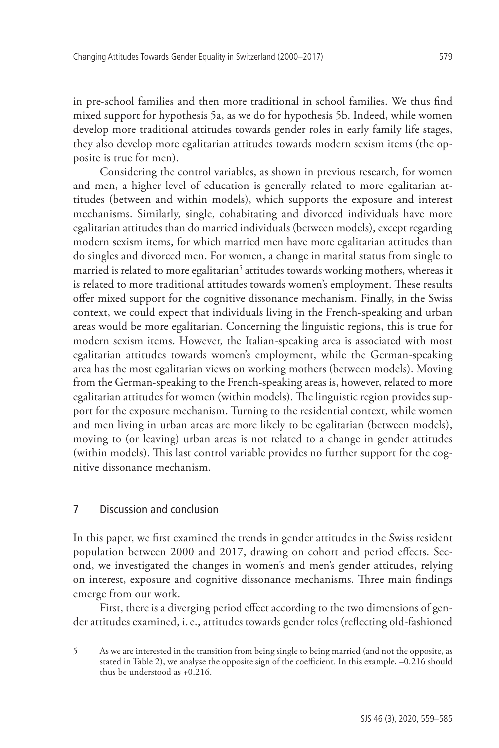in pre-school families and then more traditional in school families. We thus find mixed support for hypothesis 5a, as we do for hypothesis 5b. Indeed, while women develop more traditional attitudes towards gender roles in early family life stages, they also develop more egalitarian attitudes towards modern sexism items (the opposite is true for men).

Considering the control variables, as shown in previous research, for women and men, a higher level of education is generally related to more egalitarian attitudes (between and within models), which supports the exposure and interest mechanisms. Similarly, single, cohabitating and divorced individuals have more egalitarian attitudes than do married individuals (between models), except regarding modern sexism items, for which married men have more egalitarian attitudes than do singles and divorced men. For women, a change in marital status from single to married is related to more egalitarian[5] attitudes towards working mothers, whereas it is related to more traditional attitudes towards women's employment. These results offer mixed support for the cognitive dissonance mechanism. Finally, in the Swiss context, we could expect that individuals living in the French-speaking and urban areas would be more egalitarian. Concerning the linguistic regions, this is true for modern sexism items. However, the Italian-speaking area is associated with most egalitarian attitudes towards women's employment, while the German-speaking area has the most egalitarian views on working mothers (between models). Moving from the German-speaking to the French-speaking areas is, however, related to more egalitarian attitudes for women (within models). The linguistic region provides support for the exposure mechanism. Turning to the residential context, while women and men living in urban areas are more likely to be egalitarian (between models), moving to (or leaving) urban areas is not related to a change in gender attitudes (within models). This last control variable provides no further support for the cognitive dissonance mechanism.

## 7 Discussion and conclusion

In this paper, we first examined the trends in gender attitudes in the Swiss resident population between 2000 and 2017, drawing on cohort and period effects. Second, we investigated the changes in women's and men's gender attitudes, relying on interest, exposure and cognitive dissonance mechanisms. Three main findings emerge from our work.

First, there is a diverging period effect according to the two dimensions of gender attitudes examined, i. e., attitudes towards gender roles (reflecting old-fashioned

---

5 As we are interested in the transition from being single to being married (and not the opposite, as stated in Table 2), we analyse the opposite sign of the coefficient. In this example, –0.216 should thus be understood as +0.216.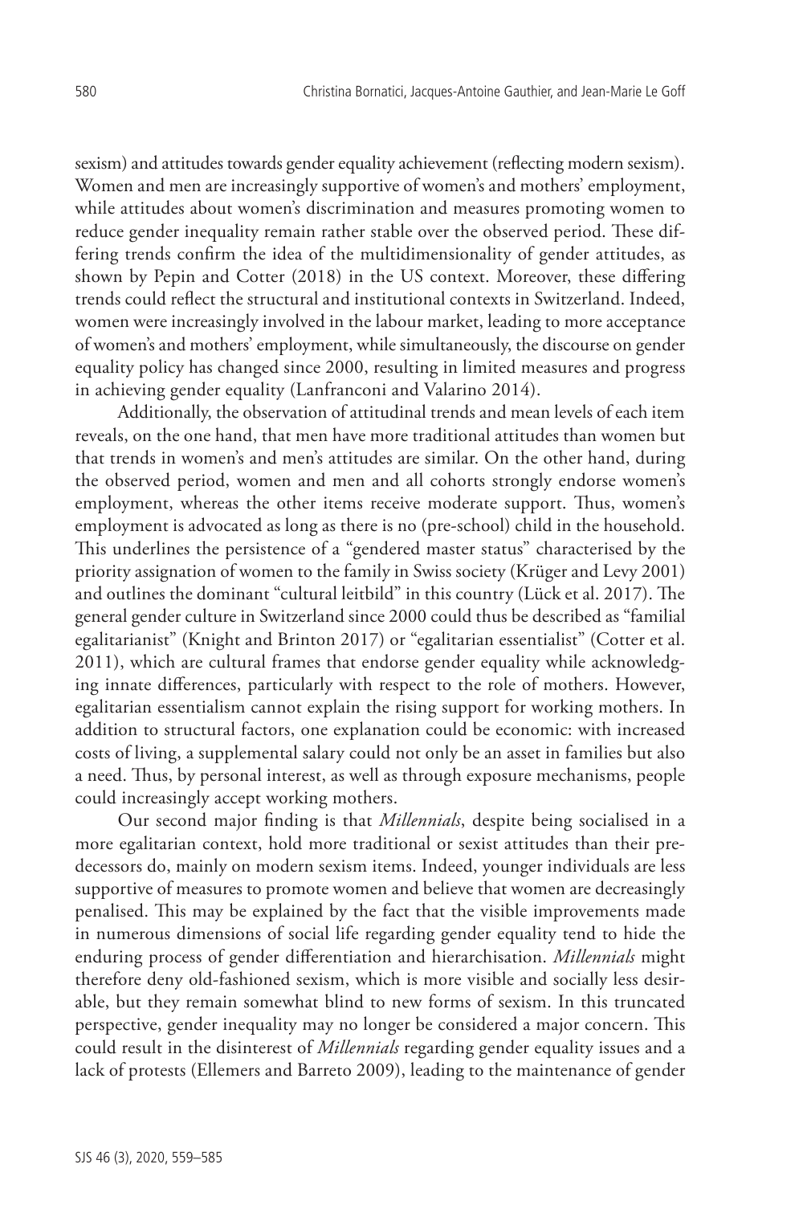sexism) and attitudes towards gender equality achievement (reflecting modern sexism). Women and men are increasingly supportive of women's and mothers' employment, while attitudes about women's discrimination and measures promoting women to reduce gender inequality remain rather stable over the observed period. These differing trends confirm the idea of the multidimensionality of gender attitudes, as shown by Pepin and Cotter (2018) in the US context. Moreover, these differing trends could reflect the structural and institutional contexts in Switzerland. Indeed, women were increasingly involved in the labour market, leading to more acceptance of women's and mothers' employment, while simultaneously, the discourse on gender equality policy has changed since 2000, resulting in limited measures and progress in achieving gender equality (Lanfranconi and Valarino 2014).

Additionally, the observation of attitudinal trends and mean levels of each item reveals, on the one hand, that men have more traditional attitudes than women but that trends in women's and men's attitudes are similar. On the other hand, during the observed period, women and men and all cohorts strongly endorse women's employment, whereas the other items receive moderate support. Thus, women's employment is advocated as long as there is no (pre-school) child in the household. This underlines the persistence of a "gendered master status" characterised by the priority assignation of women to the family in Swiss society (Krüger and Levy 2001) and outlines the dominant "cultural leitbild" in this country (Lück et al. 2017). The general gender culture in Switzerland since 2000 could thus be described as "familial egalitarianist" (Knight and Brinton 2017) or "egalitarian essentialist" (Cotter et al. 2011), which are cultural frames that endorse gender equality while acknowledging innate differences, particularly with respect to the role of mothers. However, egalitarian essentialism cannot explain the rising support for working mothers. In addition to structural factors, one explanation could be economic: with increased costs of living, a supplemental salary could not only be an asset in families but also a need. Thus, by personal interest, as well as through exposure mechanisms, people could increasingly accept working mothers.

Our second major finding is that *Millennials*, despite being socialised in a more egalitarian context, hold more traditional or sexist attitudes than their predecessors do, mainly on modern sexism items. Indeed, younger individuals are less supportive of measures to promote women and believe that women are decreasingly penalised. This may be explained by the fact that the visible improvements made in numerous dimensions of social life regarding gender equality tend to hide the enduring process of gender differentiation and hierarchisation. *Millennials* might therefore deny old-fashioned sexism, which is more visible and socially less desirable, but they remain somewhat blind to new forms of sexism. In this truncated perspective, gender inequality may no longer be considered a major concern. This could result in the disinterest of *Millennials* regarding gender equality issues and a lack of protests (Ellemers and Barreto 2009), leading to the maintenance of gender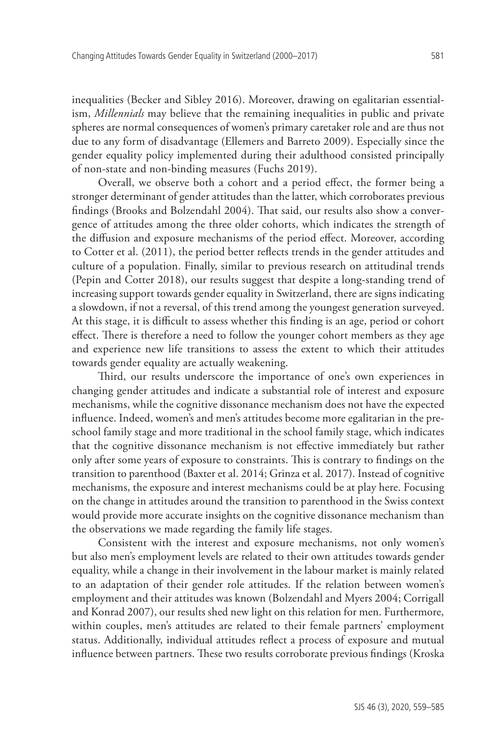inequalities (Becker and Sibley 2016). Moreover, drawing on egalitarian essentialism, *Millennials* may believe that the remaining inequalities in public and private spheres are normal consequences of women's primary caretaker role and are thus not due to any form of disadvantage (Ellemers and Barreto 2009). Especially since the gender equality policy implemented during their adulthood consisted principally of non-state and non-binding measures (Fuchs 2019).

Overall, we observe both a cohort and a period effect, the former being a stronger determinant of gender attitudes than the latter, which corroborates previous findings (Brooks and Bolzendahl 2004). That said, our results also show a convergence of attitudes among the three older cohorts, which indicates the strength of the diffusion and exposure mechanisms of the period effect. Moreover, according to Cotter et al. (2011), the period better reflects trends in the gender attitudes and culture of a population. Finally, similar to previous research on attitudinal trends (Pepin and Cotter 2018), our results suggest that despite a long-standing trend of increasing support towards gender equality in Switzerland, there are signs indicating a slowdown, if not a reversal, of this trend among the youngest generation surveyed. At this stage, it is difficult to assess whether this finding is an age, period or cohort effect. There is therefore a need to follow the younger cohort members as they age and experience new life transitions to assess the extent to which their attitudes towards gender equality are actually weakening.

Third, our results underscore the importance of one's own experiences in changing gender attitudes and indicate a substantial role of interest and exposure mechanisms, while the cognitive dissonance mechanism does not have the expected influence. Indeed, women's and men's attitudes become more egalitarian in the preschool family stage and more traditional in the school family stage, which indicates that the cognitive dissonance mechanism is not effective immediately but rather only after some years of exposure to constraints. This is contrary to findings on the transition to parenthood (Baxter et al. 2014; Grinza et al. 2017). Instead of cognitive mechanisms, the exposure and interest mechanisms could be at play here. Focusing on the change in attitudes around the transition to parenthood in the Swiss context would provide more accurate insights on the cognitive dissonance mechanism than the observations we made regarding the family life stages.

Consistent with the interest and exposure mechanisms, not only women's but also men's employment levels are related to their own attitudes towards gender equality, while a change in their involvement in the labour market is mainly related to an adaptation of their gender role attitudes. If the relation between women's employment and their attitudes was known (Bolzendahl and Myers 2004; Corrigall and Konrad 2007), our results shed new light on this relation for men. Furthermore, within couples, men's attitudes are related to their female partners' employment status. Additionally, individual attitudes reflect a process of exposure and mutual influence between partners. These two results corroborate previous findings (Kroska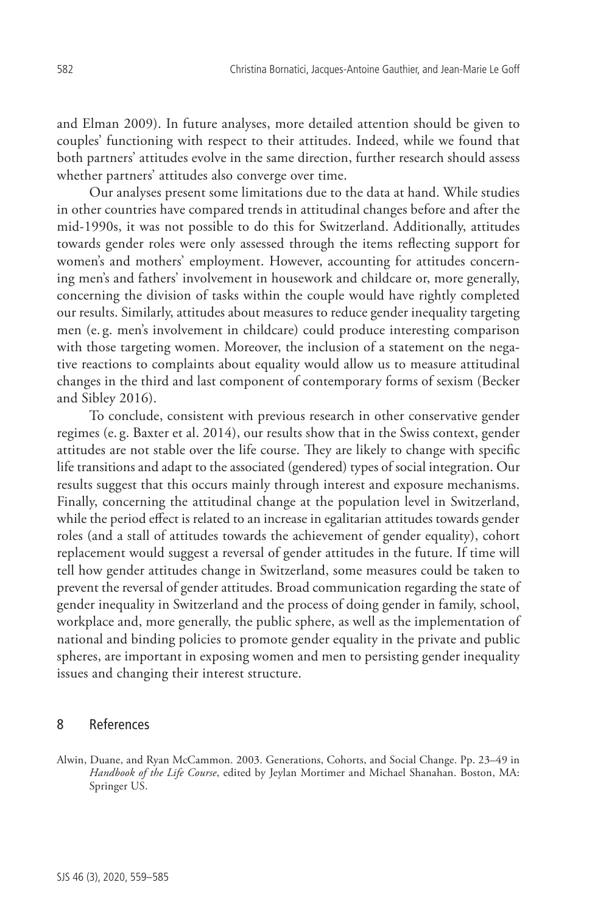and Elman 2009). In future analyses, more detailed attention should be given to couples' functioning with respect to their attitudes. Indeed, while we found that both partners' attitudes evolve in the same direction, further research should assess whether partners' attitudes also converge over time.

Our analyses present some limitations due to the data at hand. While studies in other countries have compared trends in attitudinal changes before and after the mid-1990s, it was not possible to do this for Switzerland. Additionally, attitudes towards gender roles were only assessed through the items reflecting support for women's and mothers' employment. However, accounting for attitudes concerning men's and fathers' involvement in housework and childcare or, more generally, concerning the division of tasks within the couple would have rightly completed our results. Similarly, attitudes about measures to reduce gender inequality targeting men (e. g. men's involvement in childcare) could produce interesting comparison with those targeting women. Moreover, the inclusion of a statement on the negative reactions to complaints about equality would allow us to measure attitudinal changes in the third and last component of contemporary forms of sexism (Becker and Sibley 2016).

To conclude, consistent with previous research in other conservative gender regimes (e. g. Baxter et al. 2014), our results show that in the Swiss context, gender attitudes are not stable over the life course. They are likely to change with specific life transitions and adapt to the associated (gendered) types of social integration. Our results suggest that this occurs mainly through interest and exposure mechanisms. Finally, concerning the attitudinal change at the population level in Switzerland, while the period effect is related to an increase in egalitarian attitudes towards gender roles (and a stall of attitudes towards the achievement of gender equality), cohort replacement would suggest a reversal of gender attitudes in the future. If time will tell how gender attitudes change in Switzerland, some measures could be taken to prevent the reversal of gender attitudes. Broad communication regarding the state of gender inequality in Switzerland and the process of doing gender in family, school, workplace and, more generally, the public sphere, as well as the implementation of national and binding policies to promote gender equality in the private and public spheres, are important in exposing women and men to persisting gender inequality issues and changing their interest structure.

## 8 References

Alwin, Duane, and Ryan McCammon. 2003. Generations, Cohorts, and Social Change. Pp. 23–49 in *Handbook of the Life Course*, edited by Jeylan Mortimer and Michael Shanahan. Boston, MA: Springer US.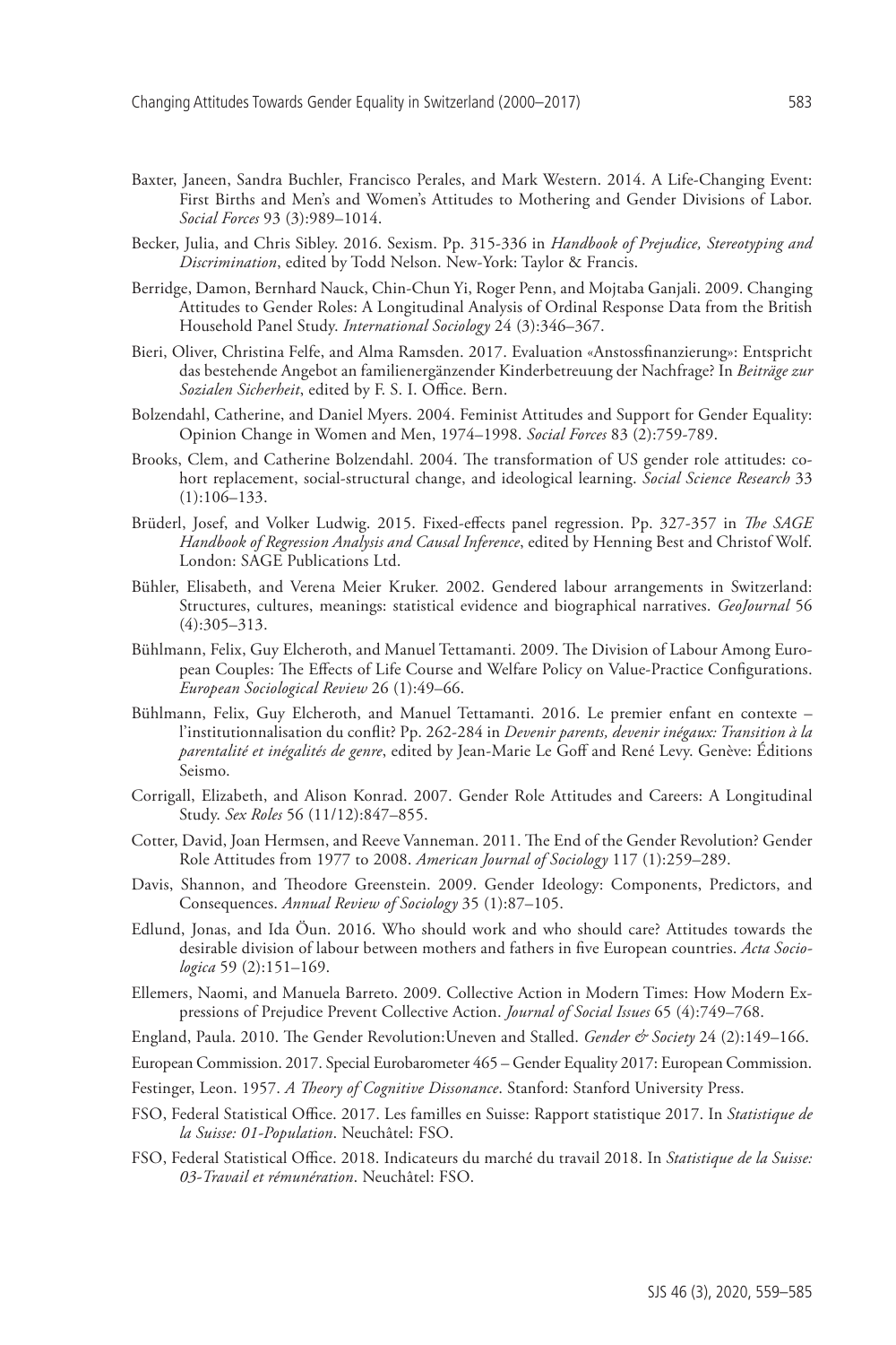Baxter, Janeen, Sandra Buchler, Francisco Perales, and Mark Western. 2014. A Life-Changing Event: First Births and Men's and Women's Attitudes to Mothering and Gender Divisions of Labor. *Social Forces* 93 (3):989–1014.

Becker, Julia, and Chris Sibley. 2016. Sexism. Pp. 315-336 in *Handbook of Prejudice, Stereotyping and Discrimination*, edited by Todd Nelson. New-York: Taylor & Francis.

Berridge, Damon, Bernhard Nauck, Chin-Chun Yi, Roger Penn, and Mojtaba Ganjali. 2009. Changing Attitudes to Gender Roles: A Longitudinal Analysis of Ordinal Response Data from the British Household Panel Study. *International Sociology* 24 (3):346–367.

Bieri, Oliver, Christina Felfe, and Alma Ramsden. 2017. Evaluation «Anstossfinanzierung»: Entspricht das bestehende Angebot an familienergänzender Kinderbetreuung der Nachfrage? In *Beiträge zur Sozialen Sicherheit*, edited by F. S. I. Office. Bern.

Bolzendahl, Catherine, and Daniel Myers. 2004. Feminist Attitudes and Support for Gender Equality: Opinion Change in Women and Men, 1974–1998. *Social Forces* 83 (2):759-789.

Brooks, Clem, and Catherine Bolzendahl. 2004. The transformation of US gender role attitudes: cohort replacement, social-structural change, and ideological learning. *Social Science Research* 33 (1):106–133.

Brüderl, Josef, and Volker Ludwig. 2015. Fixed-effects panel regression. Pp. 327-357 in *The SAGE Handbook of Regression Analysis and Causal Inference*, edited by Henning Best and Christof Wolf. London: SAGE Publications Ltd.

Bühler, Elisabeth, and Verena Meier Kruker. 2002. Gendered labour arrangements in Switzerland: Structures, cultures, meanings: statistical evidence and biographical narratives. *GeoJournal* 56 (4):305–313.

Bühlmann, Felix, Guy Elcheroth, and Manuel Tettamanti. 2009. The Division of Labour Among European Couples: The Effects of Life Course and Welfare Policy on Value-Practice Configurations. *European Sociological Review* 26 (1):49–66.

Bühlmann, Felix, Guy Elcheroth, and Manuel Tettamanti. 2016. Le premier enfant en contexte – l'institutionnalisation du conflit? Pp. 262-284 in *Devenir parents, devenir inégaux: Transition à la parentalité et inégalités de genre*, edited by Jean-Marie Le Goff and René Levy. Genève: Éditions Seismo.

Corrigall, Elizabeth, and Alison Konrad. 2007. Gender Role Attitudes and Careers: A Longitudinal Study. *Sex Roles* 56 (11/12):847–855.

Cotter, David, Joan Hermsen, and Reeve Vanneman. 2011. The End of the Gender Revolution? Gender Role Attitudes from 1977 to 2008. *American Journal of Sociology* 117 (1):259–289.

Davis, Shannon, and Theodore Greenstein. 2009. Gender Ideology: Components, Predictors, and Consequences. *Annual Review of Sociology* 35 (1):87–105.

Edlund, Jonas, and Ida Öun. 2016. Who should work and who should care? Attitudes towards the desirable division of labour between mothers and fathers in five European countries. *Acta Sociologica* 59 (2):151–169.

Ellemers, Naomi, and Manuela Barreto. 2009. Collective Action in Modern Times: How Modern Expressions of Prejudice Prevent Collective Action. *Journal of Social Issues* 65 (4):749–768.

England, Paula. 2010. The Gender Revolution:Uneven and Stalled. *Gender & Society* 24 (2):149–166.

European Commission. 2017. Special Eurobarometer 465 – Gender Equality 2017: European Commission.

Festinger, Leon. 1957. *A Theory of Cognitive Dissonance*. Stanford: Stanford University Press.

FSO, Federal Statistical Office. 2017. Les familles en Suisse: Rapport statistique 2017. In *Statistique de la Suisse: 01-Population*. Neuchâtel: FSO.

FSO, Federal Statistical Office. 2018. Indicateurs du marché du travail 2018. In *Statistique de la Suisse: 03-Travail et rémunération*. Neuchâtel: FSO.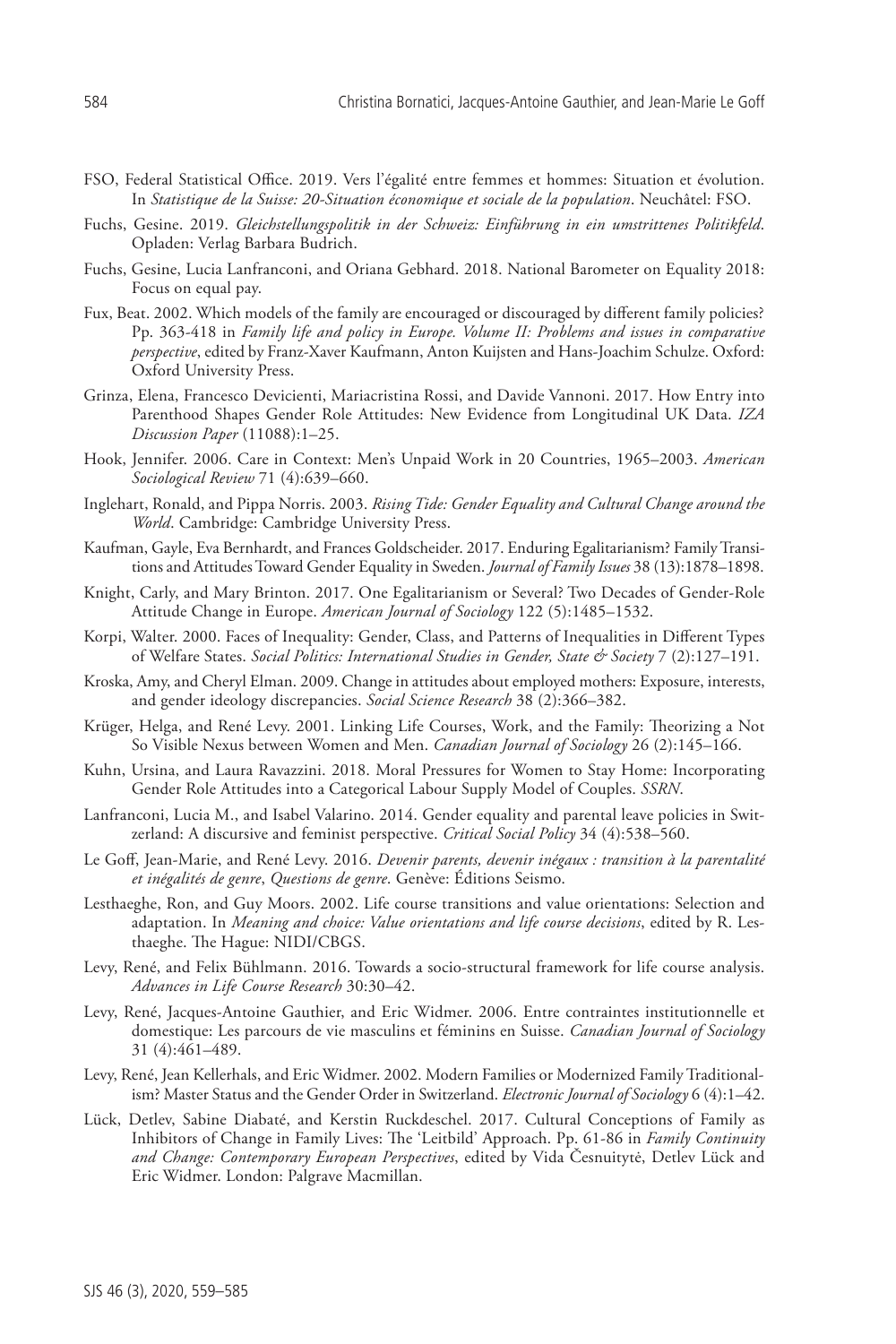FSO, Federal Statistical Office. 2019. Vers l'égalité entre femmes et hommes: Situation et évolution. In *Statistique de la Suisse: 20-Situation économique et sociale de la population*. Neuchâtel: FSO.

Fuchs, Gesine. 2019. *Gleichstellungspolitik in der Schweiz: Einführung in ein umstrittenes Politikfeld*. Opladen: Verlag Barbara Budrich.

Fuchs, Gesine, Lucia Lanfranconi, and Oriana Gebhard. 2018. National Barometer on Equality 2018: Focus on equal pay.

Fux, Beat. 2002. Which models of the family are encouraged or discouraged by different family policies? Pp. 363-418 in *Family life and policy in Europe. Volume II: Problems and issues in comparative perspective*, edited by Franz-Xaver Kaufmann, Anton Kuijsten and Hans-Joachim Schulze. Oxford: Oxford University Press.

Grinza, Elena, Francesco Devicienti, Mariacristina Rossi, and Davide Vannoni. 2017. How Entry into Parenthood Shapes Gender Role Attitudes: New Evidence from Longitudinal UK Data. *IZA Discussion Paper* (11088):1–25.

Hook, Jennifer. 2006. Care in Context: Men's Unpaid Work in 20 Countries, 1965–2003. *American Sociological Review* 71 (4):639–660.

Inglehart, Ronald, and Pippa Norris. 2003. *Rising Tide: Gender Equality and Cultural Change around the World*. Cambridge: Cambridge University Press.

Kaufman, Gayle, Eva Bernhardt, and Frances Goldscheider. 2017. Enduring Egalitarianism? Family Transitions and Attitudes Toward Gender Equality in Sweden. *Journal of Family Issues* 38 (13):1878–1898.

Knight, Carly, and Mary Brinton. 2017. One Egalitarianism or Several? Two Decades of Gender-Role Attitude Change in Europe. *American Journal of Sociology* 122 (5):1485–1532.

Korpi, Walter. 2000. Faces of Inequality: Gender, Class, and Patterns of Inequalities in Different Types of Welfare States. *Social Politics: International Studies in Gender, State & Society* 7 (2):127–191.

Kroska, Amy, and Cheryl Elman. 2009. Change in attitudes about employed mothers: Exposure, interests, and gender ideology discrepancies. *Social Science Research* 38 (2):366–382.

Krüger, Helga, and René Levy. 2001. Linking Life Courses, Work, and the Family: Theorizing a Not So Visible Nexus between Women and Men. *Canadian Journal of Sociology* 26 (2):145–166.

Kuhn, Ursina, and Laura Ravazzini. 2018. Moral Pressures for Women to Stay Home: Incorporating Gender Role Attitudes into a Categorical Labour Supply Model of Couples. *SSRN*.

Lanfranconi, Lucia M., and Isabel Valarino. 2014. Gender equality and parental leave policies in Switzerland: A discursive and feminist perspective. *Critical Social Policy* 34 (4):538–560.

Le Goff, Jean-Marie, and René Levy. 2016. *Devenir parents, devenir inégaux : transition à la parentalité et inégalités de genre*, *Questions de genre*. Genève: Éditions Seismo.

Lesthaeghe, Ron, and Guy Moors. 2002. Life course transitions and value orientations: Selection and adaptation. In *Meaning and choice: Value orientations and life course decisions*, edited by R. Lesthaeghe. The Hague: NIDI/CBGS.

Levy, René, and Felix Bühlmann. 2016. Towards a socio-structural framework for life course analysis. *Advances in Life Course Research* 30:30–42.

Levy, René, Jacques-Antoine Gauthier, and Eric Widmer. 2006. Entre contraintes institutionnelle et domestique: Les parcours de vie masculins et féminins en Suisse. *Canadian Journal of Sociology* 31 (4):461–489.

Levy, René, Jean Kellerhals, and Eric Widmer. 2002. Modern Families or Modernized Family Traditionalism? Master Status and the Gender Order in Switzerland. *Electronic Journal of Sociology* 6 (4):1–42.

Lück, Detlev, Sabine Diabaté, and Kerstin Ruckdeschel. 2017. Cultural Conceptions of Family as Inhibitors of Change in Family Lives: The 'Leitbild' Approach. Pp. 61-86 in *Family Continuity and Change: Contemporary European Perspectives*, edited by Vida Česnuitytė, Detlev Lück and Eric Widmer. London: Palgrave Macmillan.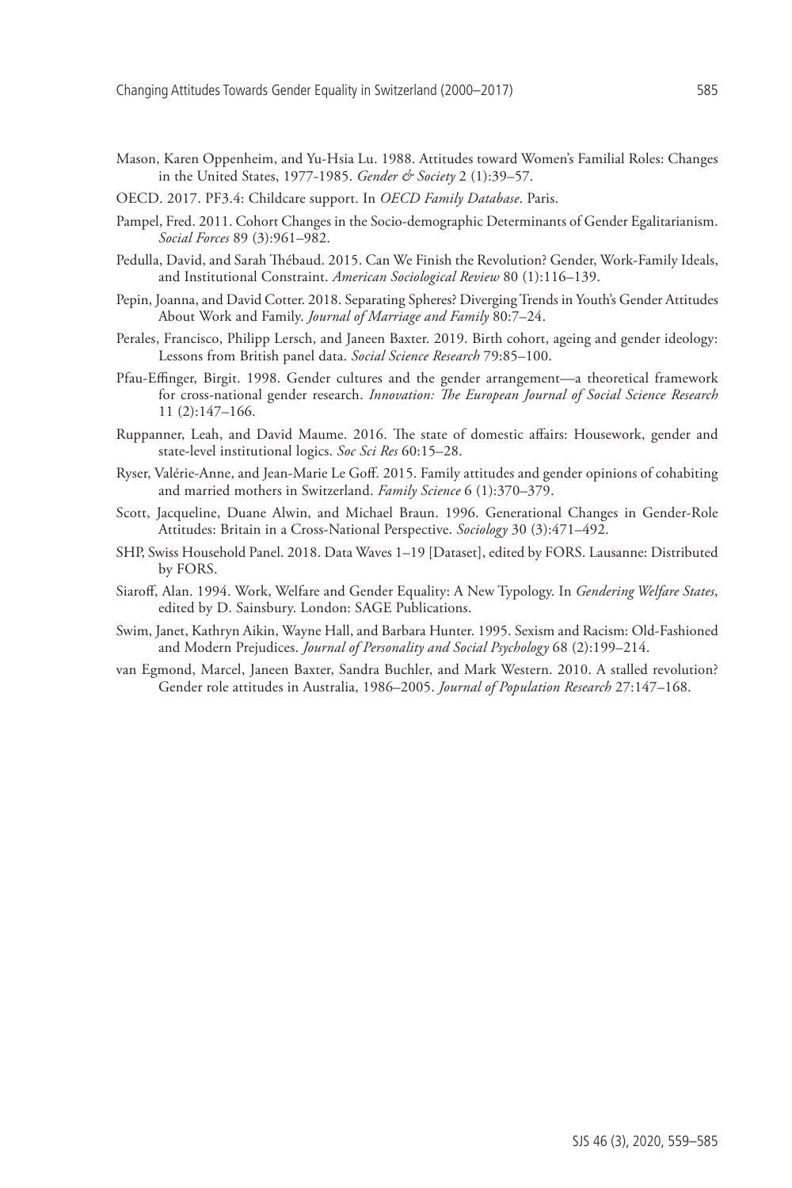Mason, Karen Oppenheim, and Yu-Hsia Lu. 1988. Attitudes toward Women's Familial Roles: Changes in the United States, 1977-1985. *Gender & Society* 2 (1):39–57.

OECD. 2017. PF3.4: Childcare support. In *OECD Family Database*. Paris.

Pampel, Fred. 2011. Cohort Changes in the Socio-demographic Determinants of Gender Egalitarianism. *Social Forces* 89 (3):961–982.

Pedulla, David, and Sarah Thébaud. 2015. Can We Finish the Revolution? Gender, Work-Family Ideals, and Institutional Constraint. *American Sociological Review* 80 (1):116–139.

Pepin, Joanna, and David Cotter. 2018. Separating Spheres? Diverging Trends in Youth's Gender Attitudes About Work and Family. *Journal of Marriage and Family* 80:7–24.

Perales, Francisco, Philipp Lersch, and Janeen Baxter. 2019. Birth cohort, ageing and gender ideology: Lessons from British panel data. *Social Science Research* 79:85–100.

Pfau-Effinger, Birgit. 1998. Gender cultures and the gender arrangement—a theoretical framework for cross-national gender research. *Innovation: The European Journal of Social Science Research* 11 (2):147–166.

Ruppanner, Leah, and David Maume. 2016. The state of domestic affairs: Housework, gender and state-level institutional logics. *Soc Sci Res* 60:15–28.

Ryser, Valérie-Anne, and Jean-Marie Le Goff. 2015. Family attitudes and gender opinions of cohabiting and married mothers in Switzerland. *Family Science* 6 (1):370–379.

Scott, Jacqueline, Duane Alwin, and Michael Braun. 1996. Generational Changes in Gender-Role Attitudes: Britain in a Cross-National Perspective. *Sociology* 30 (3):471–492.

SHP, Swiss Household Panel. 2018. Data Waves 1–19 [Dataset], edited by FORS. Lausanne: Distributed by FORS.

Siaroff, Alan. 1994. Work, Welfare and Gender Equality: A New Typology. In *Gendering Welfare States*, edited by D. Sainsbury. London: SAGE Publications.

Swim, Janet, Kathryn Aikin, Wayne Hall, and Barbara Hunter. 1995. Sexism and Racism: Old-Fashioned and Modern Prejudices. *Journal of Personality and Social Psychology* 68 (2):199–214.

van Egmond, Marcel, Janeen Baxter, Sandra Buchler, and Mark Western. 2010. A stalled revolution? Gender role attitudes in Australia, 1986–2005. *Journal of Population Research* 27:147–168.